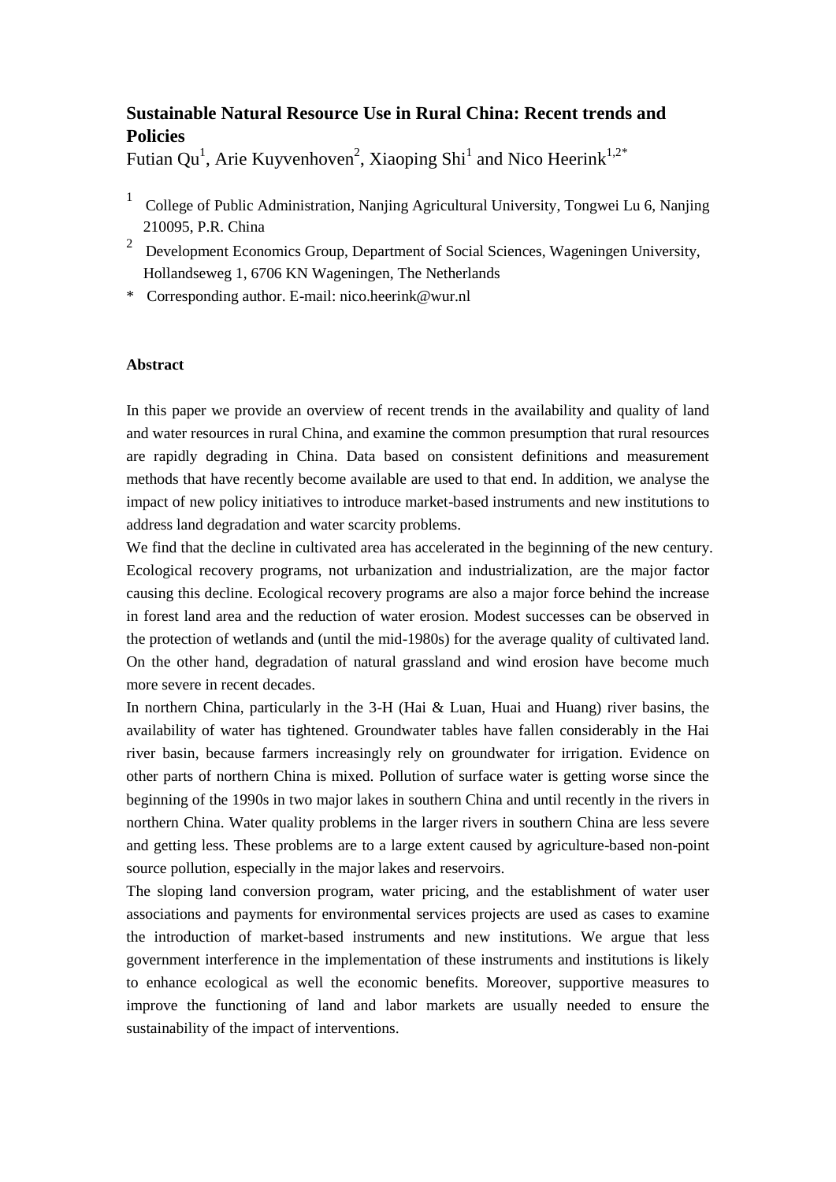# Sustainable Natural Resource Use in Rural China: Recent trends and Policies

Futian Qu[1], Arie Kuyvenhoven[2], Xiaoping Shi[1] and Nico Heerink[1,2*]

[1] College of Public Administration, Nanjing Agricultural University, Tongwei Lu 6, Nanjing 210095, P.R. China

[2] Development Economics Group, Department of Social Sciences, Wageningen University, Hollandseweg 1, 6706 KN Wageningen, The Netherlands

\* Corresponding author. E-mail: nico.heerink@wur.nl

### Abstract

In this paper we provide an overview of recent trends in the availability and quality of land and water resources in rural China, and examine the common presumption that rural resources are rapidly degrading in China. Data based on consistent definitions and measurement methods that have recently become available are used to that end. In addition, we analyse the impact of new policy initiatives to introduce market-based instruments and new institutions to address land degradation and water scarcity problems.

We find that the decline in cultivated area has accelerated in the beginning of the new century. Ecological recovery programs, not urbanization and industrialization, are the major factor causing this decline. Ecological recovery programs are also a major force behind the increase in forest land area and the reduction of water erosion. Modest successes can be observed in the protection of wetlands and (until the mid-1980s) for the average quality of cultivated land. On the other hand, degradation of natural grassland and wind erosion have become much more severe in recent decades.

In northern China, particularly in the 3-H (Hai & Luan, Huai and Huang) river basins, the availability of water has tightened. Groundwater tables have fallen considerably in the Hai river basin, because farmers increasingly rely on groundwater for irrigation. Evidence on other parts of northern China is mixed. Pollution of surface water is getting worse since the beginning of the 1990s in two major lakes in southern China and until recently in the rivers in northern China. Water quality problems in the larger rivers in southern China are less severe and getting less. These problems are to a large extent caused by agriculture-based non-point source pollution, especially in the major lakes and reservoirs.

The sloping land conversion program, water pricing, and the establishment of water user associations and payments for environmental services projects are used as cases to examine the introduction of market-based instruments and new institutions. We argue that less government interference in the implementation of these instruments and institutions is likely to enhance ecological as well the economic benefits. Moreover, supportive measures to improve the functioning of land and labor markets are usually needed to ensure the sustainability of the impact of interventions.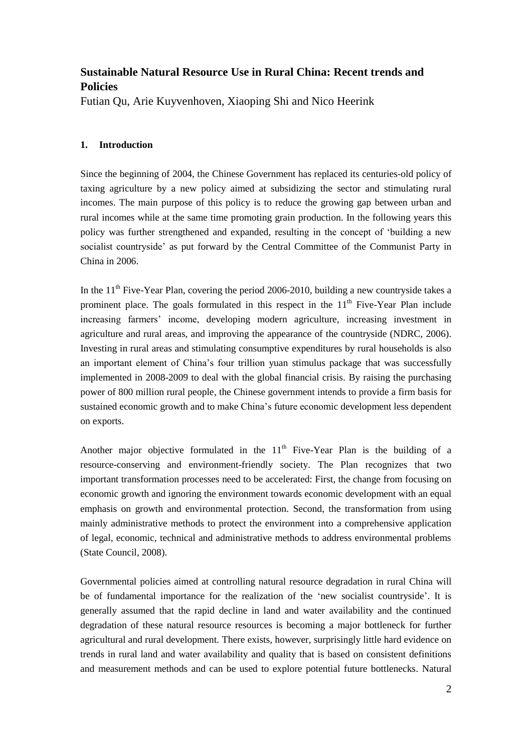# Sustainable Natural Resource Use in Rural China: Recent trends and Policies

Futian Qu, Arie Kuyvenhoven, Xiaoping Shi and Nico Heerink

## 1. Introduction

Since the beginning of 2004, the Chinese Government has replaced its centuries-old policy of taxing agriculture by a new policy aimed at subsidizing the sector and stimulating rural incomes. The main purpose of this policy is to reduce the growing gap between urban and rural incomes while at the same time promoting grain production. In the following years this policy was further strengthened and expanded, resulting in the concept of 'building a new socialist countryside' as put forward by the Central Committee of the Communist Party in China in 2006.

In the 11th Five-Year Plan, covering the period 2006-2010, building a new countryside takes a prominent place. The goals formulated in this respect in the 11th Five-Year Plan include increasing farmers' income, developing modern agriculture, increasing investment in agriculture and rural areas, and improving the appearance of the countryside (NDRC, 2006). Investing in rural areas and stimulating consumptive expenditures by rural households is also an important element of China's four trillion yuan stimulus package that was successfully implemented in 2008-2009 to deal with the global financial crisis. By raising the purchasing power of 800 million rural people, the Chinese government intends to provide a firm basis for sustained economic growth and to make China's future economic development less dependent on exports.

Another major objective formulated in the 11th Five-Year Plan is the building of a resource-conserving and environment-friendly society. The Plan recognizes that two important transformation processes need to be accelerated: First, the change from focusing on economic growth and ignoring the environment towards economic development with an equal emphasis on growth and environmental protection. Second, the transformation from using mainly administrative methods to protect the environment into a comprehensive application of legal, economic, technical and administrative methods to address environmental problems (State Council, 2008).

Governmental policies aimed at controlling natural resource degradation in rural China will be of fundamental importance for the realization of the 'new socialist countryside'. It is generally assumed that the rapid decline in land and water availability and the continued degradation of these natural resource resources is becoming a major bottleneck for further agricultural and rural development. There exists, however, surprisingly little hard evidence on trends in rural land and water availability and quality that is based on consistent definitions and measurement methods and can be used to explore potential future bottlenecks. Natural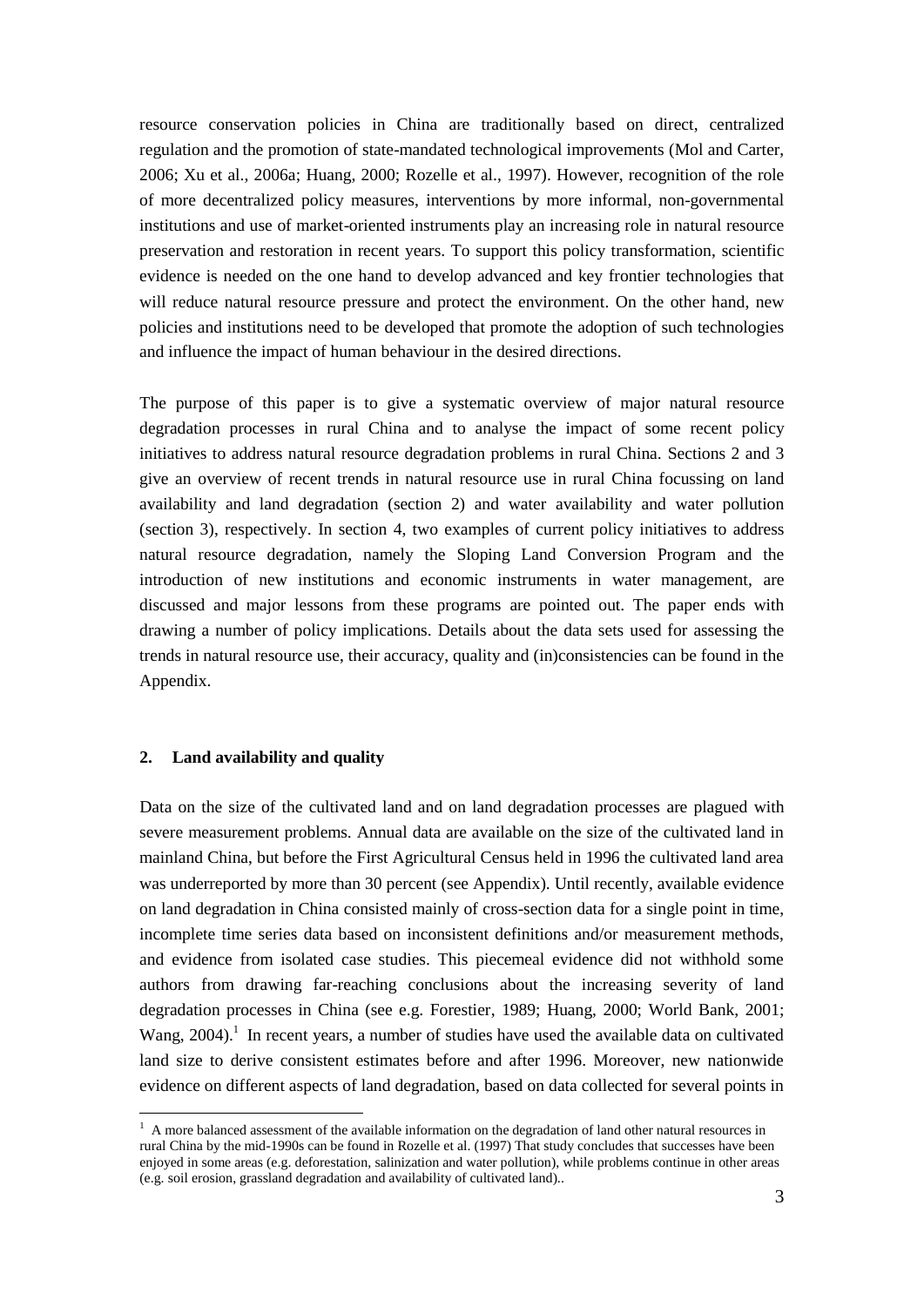resource conservation policies in China are traditionally based on direct, centralized regulation and the promotion of state-mandated technological improvements (Mol and Carter, 2006; Xu et al., 2006a; Huang, 2000; Rozelle et al., 1997). However, recognition of the role of more decentralized policy measures, interventions by more informal, non-governmental institutions and use of market-oriented instruments play an increasing role in natural resource preservation and restoration in recent years. To support this policy transformation, scientific evidence is needed on the one hand to develop advanced and key frontier technologies that will reduce natural resource pressure and protect the environment. On the other hand, new policies and institutions need to be developed that promote the adoption of such technologies and influence the impact of human behaviour in the desired directions.

The purpose of this paper is to give a systematic overview of major natural resource degradation processes in rural China and to analyse the impact of some recent policy initiatives to address natural resource degradation problems in rural China. Sections 2 and 3 give an overview of recent trends in natural resource use in rural China focussing on land availability and land degradation (section 2) and water availability and water pollution (section 3), respectively. In section 4, two examples of current policy initiatives to address natural resource degradation, namely the Sloping Land Conversion Program and the introduction of new institutions and economic instruments in water management, are discussed and major lessons from these programs are pointed out. The paper ends with drawing a number of policy implications. Details about the data sets used for assessing the trends in natural resource use, their accuracy, quality and (in)consistencies can be found in the Appendix.

## 2. Land availability and quality

Data on the size of the cultivated land and on land degradation processes are plagued with severe measurement problems. Annual data are available on the size of the cultivated land in mainland China, but before the First Agricultural Census held in 1996 the cultivated land area was underreported by more than 30 percent (see Appendix). Until recently, available evidence on land degradation in China consisted mainly of cross-section data for a single point in time, incomplete time series data based on inconsistent definitions and/or measurement methods, and evidence from isolated case studies. This piecemeal evidence did not withhold some authors from drawing far-reaching conclusions about the increasing severity of land degradation processes in China (see e.g. Forestier, 1989; Huang, 2000; World Bank, 2001; Wang, 2004).[1] In recent years, a number of studies have used the available data on cultivated land size to derive consistent estimates before and after 1996. Moreover, new nationwide evidence on different aspects of land degradation, based on data collected for several points in

---

[1] A more balanced assessment of the available information on the degradation of land other natural resources in rural China by the mid-1990s can be found in Rozelle et al. (1997) That study concludes that successes have been enjoyed in some areas (e.g. deforestation, salinization and water pollution), while problems continue in other areas (e.g. soil erosion, grassland degradation and availability of cultivated land)..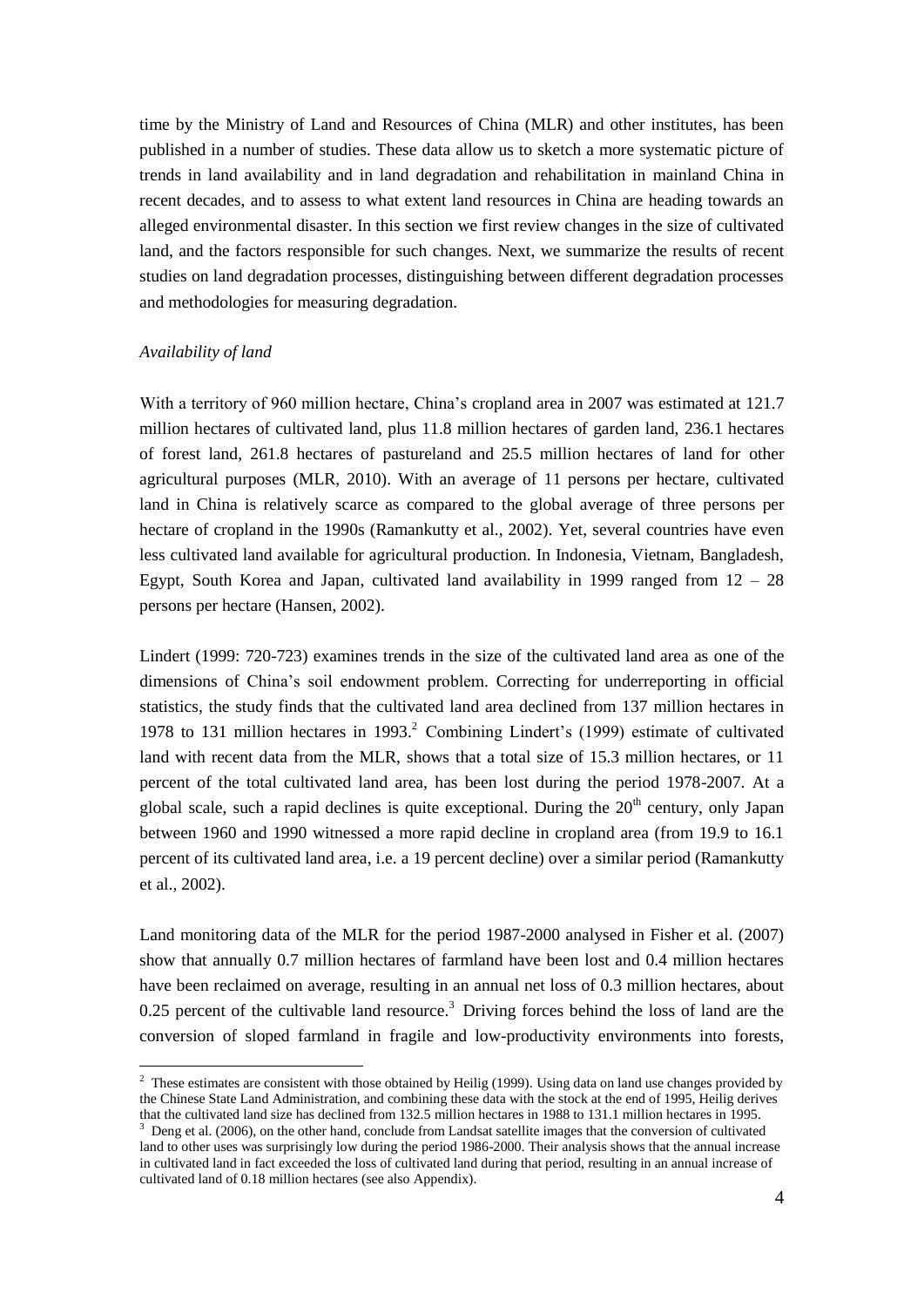time by the Ministry of Land and Resources of China (MLR) and other institutes, has been published in a number of studies. These data allow us to sketch a more systematic picture of trends in land availability and in land degradation and rehabilitation in mainland China in recent decades, and to assess to what extent land resources in China are heading towards an alleged environmental disaster. In this section we first review changes in the size of cultivated land, and the factors responsible for such changes. Next, we summarize the results of recent studies on land degradation processes, distinguishing between different degradation processes and methodologies for measuring degradation.

*Availability of land*

With a territory of 960 million hectare, China's cropland area in 2007 was estimated at 121.7 million hectares of cultivated land, plus 11.8 million hectares of garden land, 236.1 hectares of forest land, 261.8 hectares of pastureland and 25.5 million hectares of land for other agricultural purposes (MLR, 2010). With an average of 11 persons per hectare, cultivated land in China is relatively scarce as compared to the global average of three persons per hectare of cropland in the 1990s (Ramankutty et al., 2002). Yet, several countries have even less cultivated land available for agricultural production. In Indonesia, Vietnam, Bangladesh, Egypt, South Korea and Japan, cultivated land availability in 1999 ranged from 12 – 28 persons per hectare (Hansen, 2002).

Lindert (1999: 720-723) examines trends in the size of the cultivated land area as one of the dimensions of China's soil endowment problem. Correcting for underreporting in official statistics, the study finds that the cultivated land area declined from 137 million hectares in 1978 to 131 million hectares in 1993.[2] Combining Lindert's (1999) estimate of cultivated land with recent data from the MLR, shows that a total size of 15.3 million hectares, or 11 percent of the total cultivated land area, has been lost during the period 1978-2007. At a global scale, such a rapid declines is quite exceptional. During the 20[th] century, only Japan between 1960 and 1990 witnessed a more rapid decline in cropland area (from 19.9 to 16.1 percent of its cultivated land area, i.e. a 19 percent decline) over a similar period (Ramankutty et al., 2002).

Land monitoring data of the MLR for the period 1987-2000 analysed in Fisher et al. (2007) show that annually 0.7 million hectares of farmland have been lost and 0.4 million hectares have been reclaimed on average, resulting in an annual net loss of 0.3 million hectares, about 0.25 percent of the cultivable land resource.[3] Driving forces behind the loss of land are the conversion of sloped farmland in fragile and low-productivity environments into forests,

[2] These estimates are consistent with those obtained by Heilig (1999). Using data on land use changes provided by the Chinese State Land Administration, and combining these data with the stock at the end of 1995, Heilig derives that the cultivated land size has declined from 132.5 million hectares in 1988 to 131.1 million hectares in 1995.

[3] Deng et al. (2006), on the other hand, conclude from Landsat satellite images that the conversion of cultivated land to other uses was surprisingly low during the period 1986-2000. Their analysis shows that the annual increase in cultivated land in fact exceeded the loss of cultivated land during that period, resulting in an annual increase of cultivated land of 0.18 million hectares (see also Appendix).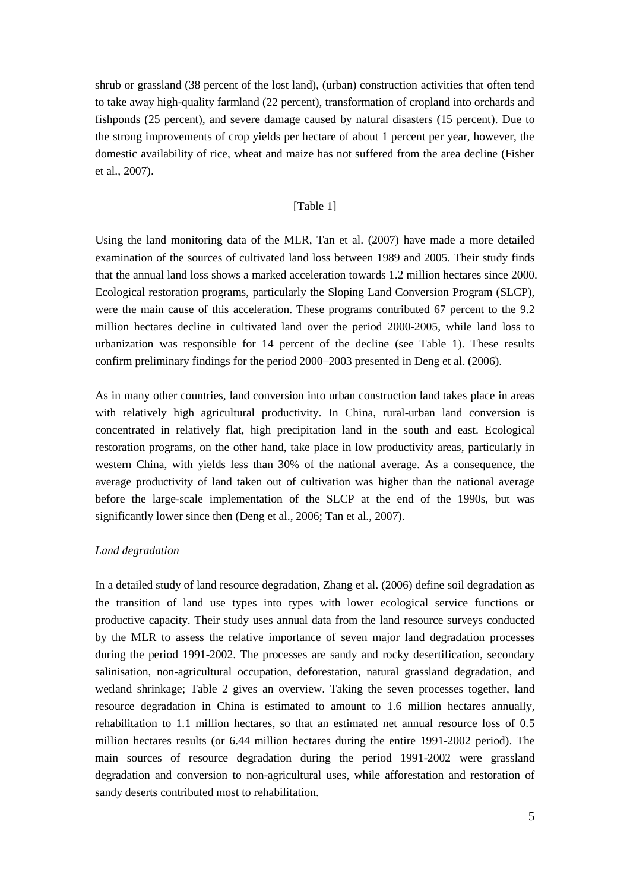shrub or grassland (38 percent of the lost land), (urban) construction activities that often tend to take away high-quality farmland (22 percent), transformation of cropland into orchards and fishponds (25 percent), and severe damage caused by natural disasters (15 percent). Due to the strong improvements of crop yields per hectare of about 1 percent per year, however, the domestic availability of rice, wheat and maize has not suffered from the area decline (Fisher et al., 2007).

[Table 1]

Using the land monitoring data of the MLR, Tan et al. (2007) have made a more detailed examination of the sources of cultivated land loss between 1989 and 2005. Their study finds that the annual land loss shows a marked acceleration towards 1.2 million hectares since 2000. Ecological restoration programs, particularly the Sloping Land Conversion Program (SLCP), were the main cause of this acceleration. These programs contributed 67 percent to the 9.2 million hectares decline in cultivated land over the period 2000-2005, while land loss to urbanization was responsible for 14 percent of the decline (see Table 1). These results confirm preliminary findings for the period 2000–2003 presented in Deng et al. (2006).

As in many other countries, land conversion into urban construction land takes place in areas with relatively high agricultural productivity. In China, rural-urban land conversion is concentrated in relatively flat, high precipitation land in the south and east. Ecological restoration programs, on the other hand, take place in low productivity areas, particularly in western China, with yields less than 30% of the national average. As a consequence, the average productivity of land taken out of cultivation was higher than the national average before the large-scale implementation of the SLCP at the end of the 1990s, but was significantly lower since then (Deng et al., 2006; Tan et al., 2007).

*Land degradation*

In a detailed study of land resource degradation, Zhang et al. (2006) define soil degradation as the transition of land use types into types with lower ecological service functions or productive capacity. Their study uses annual data from the land resource surveys conducted by the MLR to assess the relative importance of seven major land degradation processes during the period 1991-2002. The processes are sandy and rocky desertification, secondary salinisation, non-agricultural occupation, deforestation, natural grassland degradation, and wetland shrinkage; Table 2 gives an overview. Taking the seven processes together, land resource degradation in China is estimated to amount to 1.6 million hectares annually, rehabilitation to 1.1 million hectares, so that an estimated net annual resource loss of 0.5 million hectares results (or 6.44 million hectares during the entire 1991-2002 period). The main sources of resource degradation during the period 1991-2002 were grassland degradation and conversion to non-agricultural uses, while afforestation and restoration of sandy deserts contributed most to rehabilitation.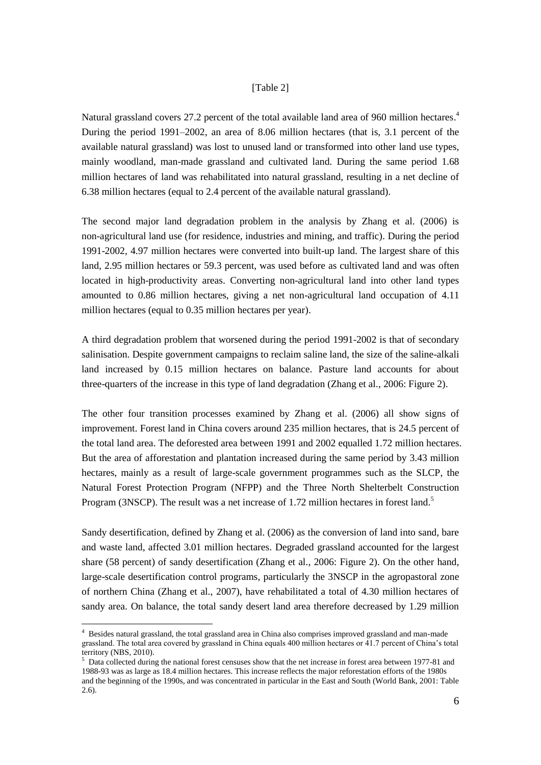[Table 2]

Natural grassland covers 27.2 percent of the total available land area of 960 million hectares.[4] During the period 1991–2002, an area of 8.06 million hectares (that is, 3.1 percent of the available natural grassland) was lost to unused land or transformed into other land use types, mainly woodland, man-made grassland and cultivated land. During the same period 1.68 million hectares of land was rehabilitated into natural grassland, resulting in a net decline of 6.38 million hectares (equal to 2.4 percent of the available natural grassland).

The second major land degradation problem in the analysis by Zhang et al. (2006) is non-agricultural land use (for residence, industries and mining, and traffic). During the period 1991-2002, 4.97 million hectares were converted into built-up land. The largest share of this land, 2.95 million hectares or 59.3 percent, was used before as cultivated land and was often located in high-productivity areas. Converting non-agricultural land into other land types amounted to 0.86 million hectares, giving a net non-agricultural land occupation of 4.11 million hectares (equal to 0.35 million hectares per year).

A third degradation problem that worsened during the period 1991-2002 is that of secondary salinisation. Despite government campaigns to reclaim saline land, the size of the saline-alkali land increased by 0.15 million hectares on balance. Pasture land accounts for about three-quarters of the increase in this type of land degradation (Zhang et al., 2006: Figure 2).

The other four transition processes examined by Zhang et al. (2006) all show signs of improvement. Forest land in China covers around 235 million hectares, that is 24.5 percent of the total land area. The deforested area between 1991 and 2002 equalled 1.72 million hectares. But the area of afforestation and plantation increased during the same period by 3.43 million hectares, mainly as a result of large-scale government programmes such as the SLCP, the Natural Forest Protection Program (NFPP) and the Three North Shelterbelt Construction Program (3NSCP). The result was a net increase of 1.72 million hectares in forest land.[5]

Sandy desertification, defined by Zhang et al. (2006) as the conversion of land into sand, bare and waste land, affected 3.01 million hectares. Degraded grassland accounted for the largest share (58 percent) of sandy desertification (Zhang et al., 2006: Figure 2). On the other hand, large-scale desertification control programs, particularly the 3NSCP in the agropastoral zone of northern China (Zhang et al., 2007), have rehabilitated a total of 4.30 million hectares of sandy area. On balance, the total sandy desert land area therefore decreased by 1.29 million

---

[4] Besides natural grassland, the total grassland area in China also comprises improved grassland and man-made grassland. The total area covered by grassland in China equals 400 million hectares or 41.7 percent of China's total territory (NBS, 2010).

[5] Data collected during the national forest censuses show that the net increase in forest area between 1977-81 and 1988-93 was as large as 18.4 million hectares. This increase reflects the major reforestation efforts of the 1980s and the beginning of the 1990s, and was concentrated in particular in the East and South (World Bank, 2001: Table 2.6).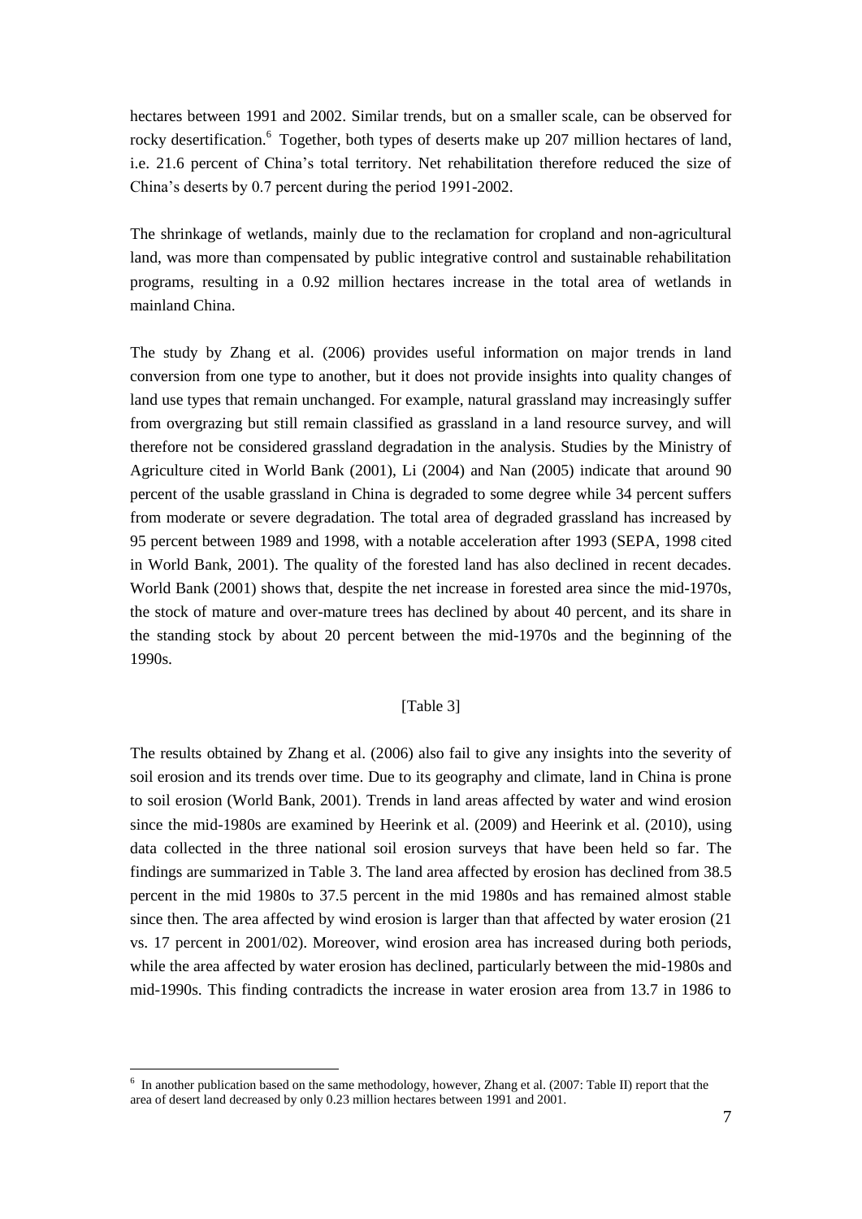hectares between 1991 and 2002. Similar trends, but on a smaller scale, can be observed for rocky desertification.[6] Together, both types of deserts make up 207 million hectares of land, i.e. 21.6 percent of China's total territory. Net rehabilitation therefore reduced the size of China's deserts by 0.7 percent during the period 1991-2002.

The shrinkage of wetlands, mainly due to the reclamation for cropland and non-agricultural land, was more than compensated by public integrative control and sustainable rehabilitation programs, resulting in a 0.92 million hectares increase in the total area of wetlands in mainland China.

The study by Zhang et al. (2006) provides useful information on major trends in land conversion from one type to another, but it does not provide insights into quality changes of land use types that remain unchanged. For example, natural grassland may increasingly suffer from overgrazing but still remain classified as grassland in a land resource survey, and will therefore not be considered grassland degradation in the analysis. Studies by the Ministry of Agriculture cited in World Bank (2001), Li (2004) and Nan (2005) indicate that around 90 percent of the usable grassland in China is degraded to some degree while 34 percent suffers from moderate or severe degradation. The total area of degraded grassland has increased by 95 percent between 1989 and 1998, with a notable acceleration after 1993 (SEPA, 1998 cited in World Bank, 2001). The quality of the forested land has also declined in recent decades. World Bank (2001) shows that, despite the net increase in forested area since the mid-1970s, the stock of mature and over-mature trees has declined by about 40 percent, and its share in the standing stock by about 20 percent between the mid-1970s and the beginning of the 1990s.

[Table 3]

The results obtained by Zhang et al. (2006) also fail to give any insights into the severity of soil erosion and its trends over time. Due to its geography and climate, land in China is prone to soil erosion (World Bank, 2001). Trends in land areas affected by water and wind erosion since the mid-1980s are examined by Heerink et al. (2009) and Heerink et al. (2010), using data collected in the three national soil erosion surveys that have been held so far. The findings are summarized in Table 3. The land area affected by erosion has declined from 38.5 percent in the mid 1980s to 37.5 percent in the mid 1980s and has remained almost stable since then. The area affected by wind erosion is larger than that affected by water erosion (21 vs. 17 percent in 2001/02). Moreover, wind erosion area has increased during both periods, while the area affected by water erosion has declined, particularly between the mid-1980s and mid-1990s. This finding contradicts the increase in water erosion area from 13.7 in 1986 to

[6] In another publication based on the same methodology, however, Zhang et al. (2007: Table II) report that the area of desert land decreased by only 0.23 million hectares between 1991 and 2001.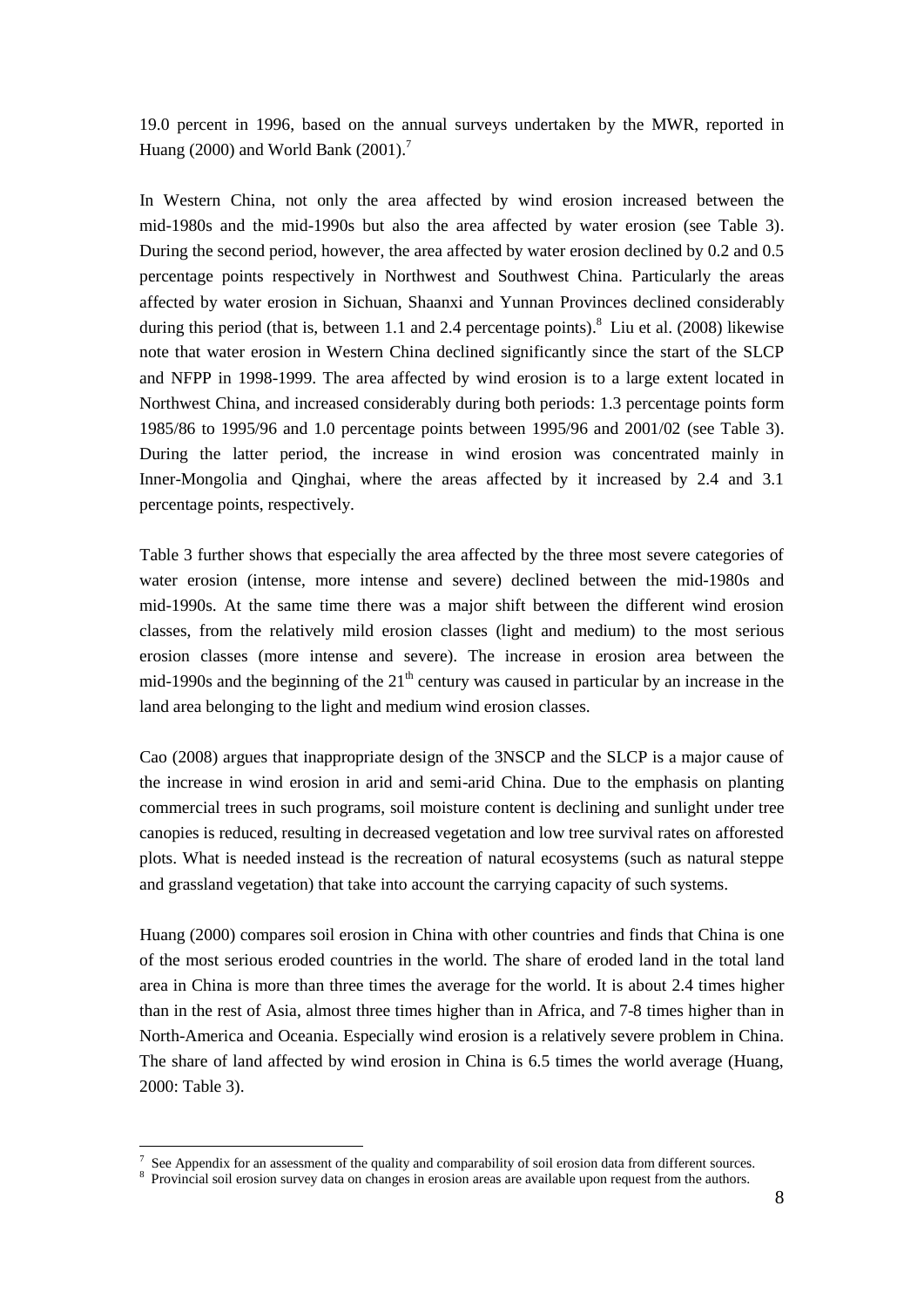19.0 percent in 1996, based on the annual surveys undertaken by the MWR, reported in Huang (2000) and World Bank (2001).[7]

In Western China, not only the area affected by wind erosion increased between the mid-1980s and the mid-1990s but also the area affected by water erosion (see Table 3). During the second period, however, the area affected by water erosion declined by 0.2 and 0.5 percentage points respectively in Northwest and Southwest China. Particularly the areas affected by water erosion in Sichuan, Shaanxi and Yunnan Provinces declined considerably during this period (that is, between 1.1 and 2.4 percentage points).[8] Liu et al. (2008) likewise note that water erosion in Western China declined significantly since the start of the SLCP and NFPP in 1998-1999. The area affected by wind erosion is to a large extent located in Northwest China, and increased considerably during both periods: 1.3 percentage points form 1985/86 to 1995/96 and 1.0 percentage points between 1995/96 and 2001/02 (see Table 3). During the latter period, the increase in wind erosion was concentrated mainly in Inner-Mongolia and Qinghai, where the areas affected by it increased by 2.4 and 3.1 percentage points, respectively.

Table 3 further shows that especially the area affected by the three most severe categories of water erosion (intense, more intense and severe) declined between the mid-1980s and mid-1990s. At the same time there was a major shift between the different wind erosion classes, from the relatively mild erosion classes (light and medium) to the most serious erosion classes (more intense and severe). The increase in erosion area between the mid-1990s and the beginning of the 21[th] century was caused in particular by an increase in the land area belonging to the light and medium wind erosion classes.

Cao (2008) argues that inappropriate design of the 3NSCP and the SLCP is a major cause of the increase in wind erosion in arid and semi-arid China. Due to the emphasis on planting commercial trees in such programs, soil moisture content is declining and sunlight under tree canopies is reduced, resulting in decreased vegetation and low tree survival rates on afforested plots. What is needed instead is the recreation of natural ecosystems (such as natural steppe and grassland vegetation) that take into account the carrying capacity of such systems.

Huang (2000) compares soil erosion in China with other countries and finds that China is one of the most serious eroded countries in the world. The share of eroded land in the total land area in China is more than three times the average for the world. It is about 2.4 times higher than in the rest of Asia, almost three times higher than in Africa, and 7-8 times higher than in North-America and Oceania. Especially wind erosion is a relatively severe problem in China. The share of land affected by wind erosion in China is 6.5 times the world average (Huang, 2000: Table 3).

---

[7] See Appendix for an assessment of the quality and comparability of soil erosion data from different sources.

[8] Provincial soil erosion survey data on changes in erosion areas are available upon request from the authors.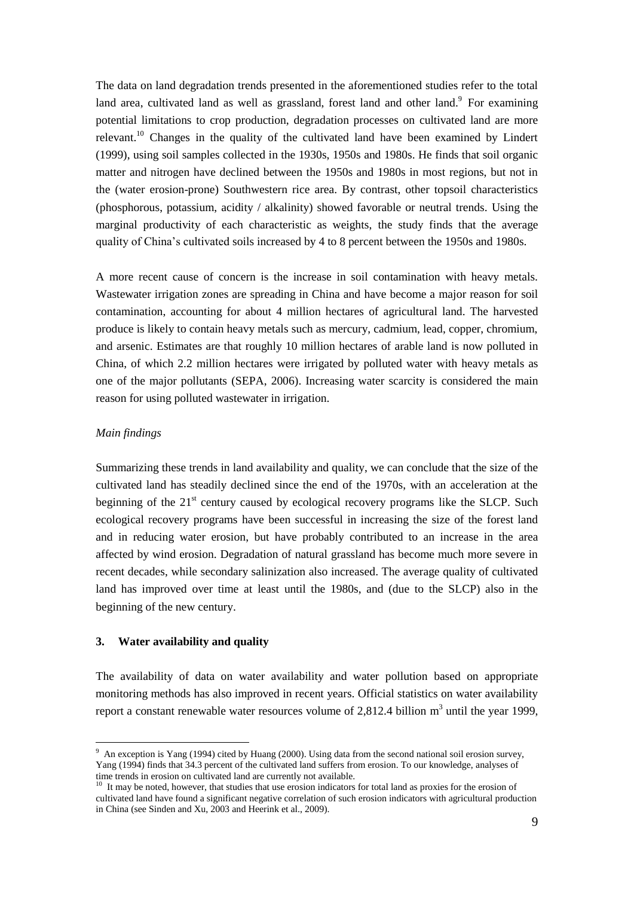The data on land degradation trends presented in the aforementioned studies refer to the total land area, cultivated land as well as grassland, forest land and other land.[9] For examining potential limitations to crop production, degradation processes on cultivated land are more relevant.[10] Changes in the quality of the cultivated land have been examined by Lindert (1999), using soil samples collected in the 1930s, 1950s and 1980s. He finds that soil organic matter and nitrogen have declined between the 1950s and 1980s in most regions, but not in the (water erosion-prone) Southwestern rice area. By contrast, other topsoil characteristics (phosphorous, potassium, acidity / alkalinity) showed favorable or neutral trends. Using the marginal productivity of each characteristic as weights, the study finds that the average quality of China's cultivated soils increased by 4 to 8 percent between the 1950s and 1980s.

A more recent cause of concern is the increase in soil contamination with heavy metals. Wastewater irrigation zones are spreading in China and have become a major reason for soil contamination, accounting for about 4 million hectares of agricultural land. The harvested produce is likely to contain heavy metals such as mercury, cadmium, lead, copper, chromium, and arsenic. Estimates are that roughly 10 million hectares of arable land is now polluted in China, of which 2.2 million hectares were irrigated by polluted water with heavy metals as one of the major pollutants (SEPA, 2006). Increasing water scarcity is considered the main reason for using polluted wastewater in irrigation.

*Main findings*

Summarizing these trends in land availability and quality, we can conclude that the size of the cultivated land has steadily declined since the end of the 1970s, with an acceleration at the beginning of the 21st century caused by ecological recovery programs like the SLCP. Such ecological recovery programs have been successful in increasing the size of the forest land and in reducing water erosion, but have probably contributed to an increase in the area affected by wind erosion. Degradation of natural grassland has become much more severe in recent decades, while secondary salinization also increased. The average quality of cultivated land has improved over time at least until the 1980s, and (due to the SLCP) also in the beginning of the new century.

## 3. Water availability and quality

The availability of data on water availability and water pollution based on appropriate monitoring methods has also improved in recent years. Official statistics on water availability report a constant renewable water resources volume of 2,812.4 billion $m^3$ until the year 1999,

---

[9] An exception is Yang (1994) cited by Huang (2000). Using data from the second national soil erosion survey, Yang (1994) finds that 34.3 percent of the cultivated land suffers from erosion. To our knowledge, analyses of time trends in erosion on cultivated land are currently not available.

[10] It may be noted, however, that studies that use erosion indicators for total land as proxies for the erosion of cultivated land have found a significant negative correlation of such erosion indicators with agricultural production in China (see Sinden and Xu, 2003 and Heerink et al., 2009).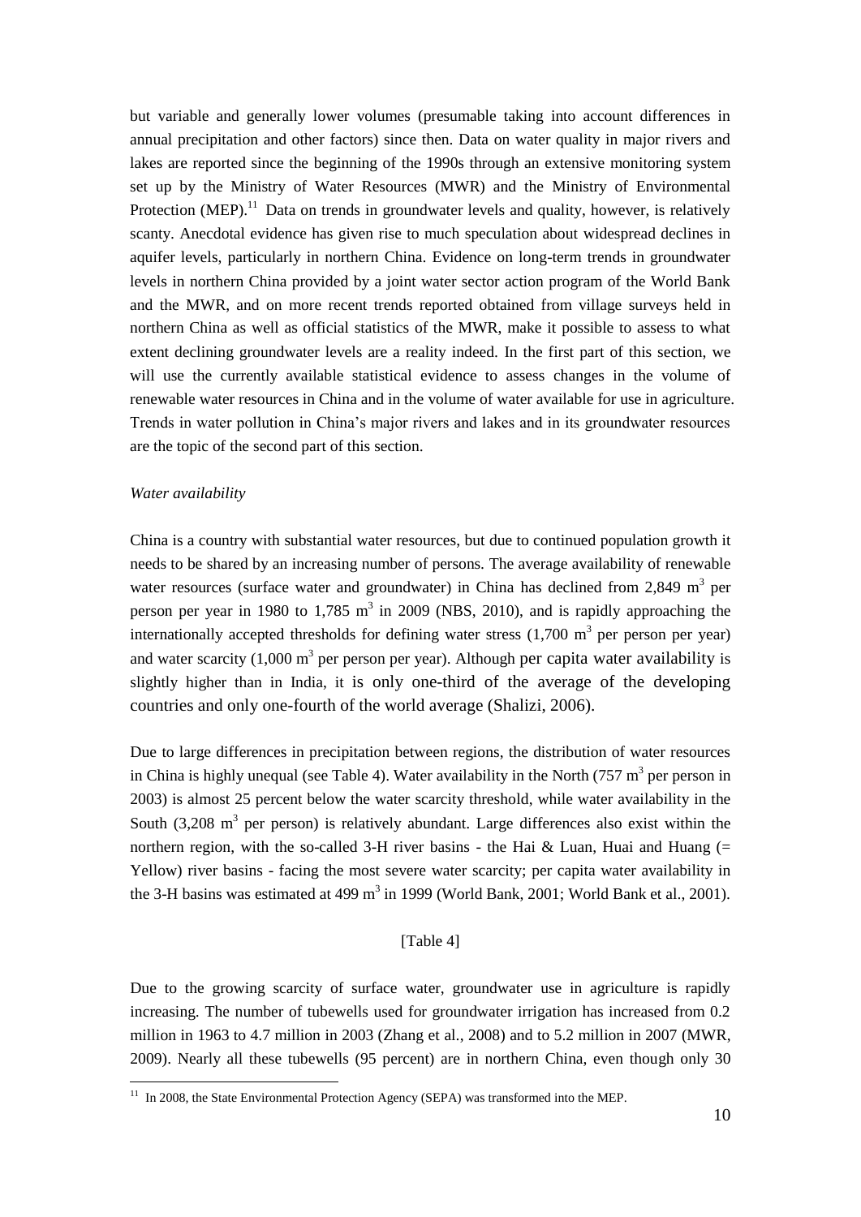but variable and generally lower volumes (presumable taking into account differences in annual precipitation and other factors) since then. Data on water quality in major rivers and lakes are reported since the beginning of the 1990s through an extensive monitoring system set up by the Ministry of Water Resources (MWR) and the Ministry of Environmental Protection (MEP).[11] Data on trends in groundwater levels and quality, however, is relatively scanty. Anecdotal evidence has given rise to much speculation about widespread declines in aquifer levels, particularly in northern China. Evidence on long-term trends in groundwater levels in northern China provided by a joint water sector action program of the World Bank and the MWR, and on more recent trends reported obtained from village surveys held in northern China as well as official statistics of the MWR, make it possible to assess to what extent declining groundwater levels are a reality indeed. In the first part of this section, we will use the currently available statistical evidence to assess changes in the volume of renewable water resources in China and in the volume of water available for use in agriculture. Trends in water pollution in China's major rivers and lakes and in its groundwater resources are the topic of the second part of this section.

*Water availability*

China is a country with substantial water resources, but due to continued population growth it needs to be shared by an increasing number of persons. The average availability of renewable water resources (surface water and groundwater) in China has declined from 2,849 $m^3$ per person per year in 1980 to 1,785 $m^3$ in 2009 (NBS, 2010), and is rapidly approaching the internationally accepted thresholds for defining water stress (1,700 $m^3$ per person per year) and water scarcity (1,000 $m^3$ per person per year). Although per capita water availability is slightly higher than in India, it is only one-third of the average of the developing countries and only one-fourth of the world average (Shalizi, 2006).

Due to large differences in precipitation between regions, the distribution of water resources in China is highly unequal (see Table 4). Water availability in the North (757 $m^3$ per person in 2003) is almost 25 percent below the water scarcity threshold, while water availability in the South (3,208 $m^3$ per person) is relatively abundant. Large differences also exist within the northern region, with the so-called 3-H river basins - the Hai & Luan, Huai and Huang (= Yellow) river basins - facing the most severe water scarcity; per capita water availability in the 3-H basins was estimated at 499 $m^3$ in 1999 (World Bank, 2001; World Bank et al., 2001).

[Table 4]

Due to the growing scarcity of surface water, groundwater use in agriculture is rapidly increasing. The number of tubewells used for groundwater irrigation has increased from 0.2 million in 1963 to 4.7 million in 2003 (Zhang et al., 2008) and to 5.2 million in 2007 (MWR, 2009). Nearly all these tubewells (95 percent) are in northern China, even though only 30

[11] In 2008, the State Environmental Protection Agency (SEPA) was transformed into the MEP.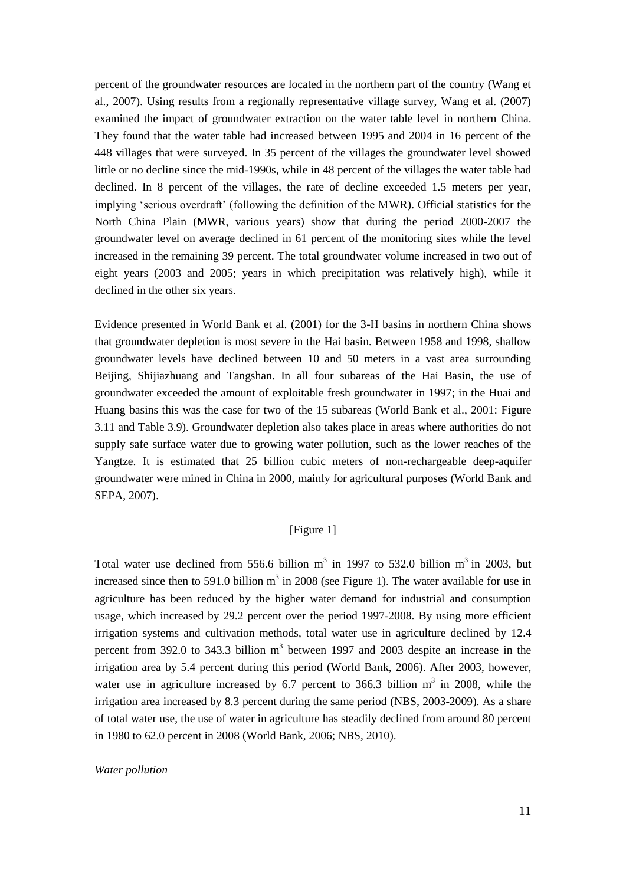percent of the groundwater resources are located in the northern part of the country (Wang et al., 2007). Using results from a regionally representative village survey, Wang et al. (2007) examined the impact of groundwater extraction on the water table level in northern China. They found that the water table had increased between 1995 and 2004 in 16 percent of the 448 villages that were surveyed. In 35 percent of the villages the groundwater level showed little or no decline since the mid-1990s, while in 48 percent of the villages the water table had declined. In 8 percent of the villages, the rate of decline exceeded 1.5 meters per year, implying 'serious overdraft' (following the definition of the MWR). Official statistics for the North China Plain (MWR, various years) show that during the period 2000-2007 the groundwater level on average declined in 61 percent of the monitoring sites while the level increased in the remaining 39 percent. The total groundwater volume increased in two out of eight years (2003 and 2005; years in which precipitation was relatively high), while it declined in the other six years.

Evidence presented in World Bank et al. (2001) for the 3-H basins in northern China shows that groundwater depletion is most severe in the Hai basin. Between 1958 and 1998, shallow groundwater levels have declined between 10 and 50 meters in a vast area surrounding Beijing, Shijiazhuang and Tangshan. In all four subareas of the Hai Basin, the use of groundwater exceeded the amount of exploitable fresh groundwater in 1997; in the Huai and Huang basins this was the case for two of the 15 subareas (World Bank et al., 2001: Figure 3.11 and Table 3.9). Groundwater depletion also takes place in areas where authorities do not supply safe surface water due to growing water pollution, such as the lower reaches of the Yangtze. It is estimated that 25 billion cubic meters of non-rechargeable deep-aquifer groundwater were mined in China in 2000, mainly for agricultural purposes (World Bank and SEPA, 2007).

[Figure 1]

Total water use declined from 556.6 billion $m^3$ in 1997 to 532.0 billion $m^3$ in 2003, but increased since then to 591.0 billion $m^3$ in 2008 (see Figure 1). The water available for use in agriculture has been reduced by the higher water demand for industrial and consumption usage, which increased by 29.2 percent over the period 1997-2008. By using more efficient irrigation systems and cultivation methods, total water use in agriculture declined by 12.4 percent from 392.0 to 343.3 billion $m^3$ between 1997 and 2003 despite an increase in the irrigation area by 5.4 percent during this period (World Bank, 2006). After 2003, however, water use in agriculture increased by 6.7 percent to 366.3 billion $m^3$ in 2008, while the irrigation area increased by 8.3 percent during the same period (NBS, 2003-2009). As a share of total water use, the use of water in agriculture has steadily declined from around 80 percent in 1980 to 62.0 percent in 2008 (World Bank, 2006; NBS, 2010).

*Water pollution*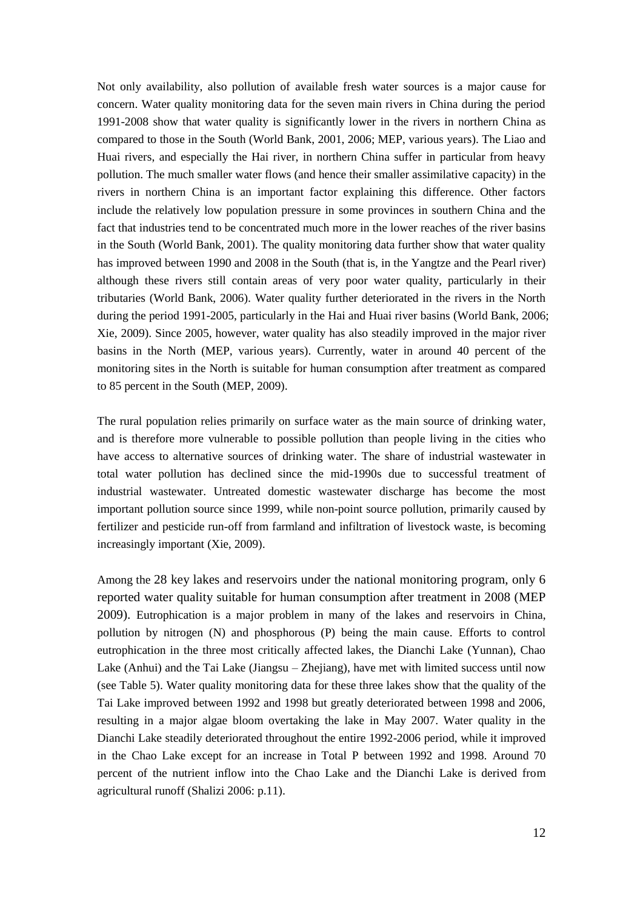Not only availability, also pollution of available fresh water sources is a major cause for concern. Water quality monitoring data for the seven main rivers in China during the period 1991-2008 show that water quality is significantly lower in the rivers in northern China as compared to those in the South (World Bank, 2001, 2006; MEP, various years). The Liao and Huai rivers, and especially the Hai river, in northern China suffer in particular from heavy pollution. The much smaller water flows (and hence their smaller assimilative capacity) in the rivers in northern China is an important factor explaining this difference. Other factors include the relatively low population pressure in some provinces in southern China and the fact that industries tend to be concentrated much more in the lower reaches of the river basins in the South (World Bank, 2001). The quality monitoring data further show that water quality has improved between 1990 and 2008 in the South (that is, in the Yangtze and the Pearl river) although these rivers still contain areas of very poor water quality, particularly in their tributaries (World Bank, 2006). Water quality further deteriorated in the rivers in the North during the period 1991-2005, particularly in the Hai and Huai river basins (World Bank, 2006; Xie, 2009). Since 2005, however, water quality has also steadily improved in the major river basins in the North (MEP, various years). Currently, water in around 40 percent of the monitoring sites in the North is suitable for human consumption after treatment as compared to 85 percent in the South (MEP, 2009).

The rural population relies primarily on surface water as the main source of drinking water, and is therefore more vulnerable to possible pollution than people living in the cities who have access to alternative sources of drinking water. The share of industrial wastewater in total water pollution has declined since the mid-1990s due to successful treatment of industrial wastewater. Untreated domestic wastewater discharge has become the most important pollution source since 1999, while non-point source pollution, primarily caused by fertilizer and pesticide run-off from farmland and infiltration of livestock waste, is becoming increasingly important (Xie, 2009).

Among the 28 key lakes and reservoirs under the national monitoring program, only 6 reported water quality suitable for human consumption after treatment in 2008 (MEP 2009). Eutrophication is a major problem in many of the lakes and reservoirs in China, pollution by nitrogen (N) and phosphorous (P) being the main cause. Efforts to control eutrophication in the three most critically affected lakes, the Dianchi Lake (Yunnan), Chao Lake (Anhui) and the Tai Lake (Jiangsu – Zhejiang), have met with limited success until now (see Table 5). Water quality monitoring data for these three lakes show that the quality of the Tai Lake improved between 1992 and 1998 but greatly deteriorated between 1998 and 2006, resulting in a major algae bloom overtaking the lake in May 2007. Water quality in the Dianchi Lake steadily deteriorated throughout the entire 1992-2006 period, while it improved in the Chao Lake except for an increase in Total P between 1992 and 1998. Around 70 percent of the nutrient inflow into the Chao Lake and the Dianchi Lake is derived from agricultural runoff (Shalizi 2006: p.11).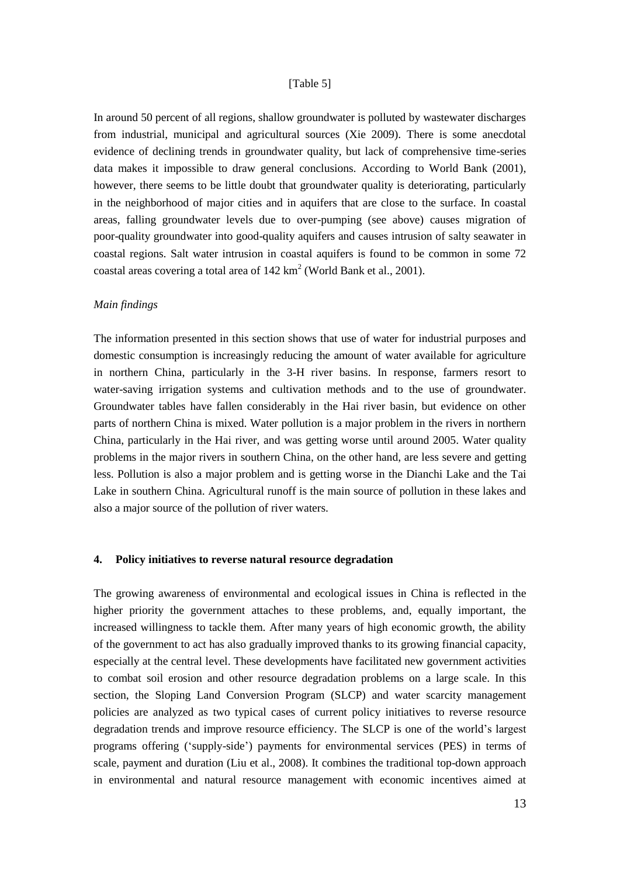[Table 5]

In around 50 percent of all regions, shallow groundwater is polluted by wastewater discharges from industrial, municipal and agricultural sources (Xie 2009). There is some anecdotal evidence of declining trends in groundwater quality, but lack of comprehensive time-series data makes it impossible to draw general conclusions. According to World Bank (2001), however, there seems to be little doubt that groundwater quality is deteriorating, particularly in the neighborhood of major cities and in aquifers that are close to the surface. In coastal areas, falling groundwater levels due to over-pumping (see above) causes migration of poor-quality groundwater into good-quality aquifers and causes intrusion of salty seawater in coastal regions. Salt water intrusion in coastal aquifers is found to be common in some 72 coastal areas covering a total area of 142 km$^2$ (World Bank et al., 2001).

*Main findings*

The information presented in this section shows that use of water for industrial purposes and domestic consumption is increasingly reducing the amount of water available for agriculture in northern China, particularly in the 3-H river basins. In response, farmers resort to water-saving irrigation systems and cultivation methods and to the use of groundwater. Groundwater tables have fallen considerably in the Hai river basin, but evidence on other parts of northern China is mixed. Water pollution is a major problem in the rivers in northern China, particularly in the Hai river, and was getting worse until around 2005. Water quality problems in the major rivers in southern China, on the other hand, are less severe and getting less. Pollution is also a major problem and is getting worse in the Dianchi Lake and the Tai Lake in southern China. Agricultural runoff is the main source of pollution in these lakes and also a major source of the pollution of river waters.

## 4. Policy initiatives to reverse natural resource degradation

The growing awareness of environmental and ecological issues in China is reflected in the higher priority the government attaches to these problems, and, equally important, the increased willingness to tackle them. After many years of high economic growth, the ability of the government to act has also gradually improved thanks to its growing financial capacity, especially at the central level. These developments have facilitated new government activities to combat soil erosion and other resource degradation problems on a large scale. In this section, the Sloping Land Conversion Program (SLCP) and water scarcity management policies are analyzed as two typical cases of current policy initiatives to reverse resource degradation trends and improve resource efficiency. The SLCP is one of the world's largest programs offering ('supply-side') payments for environmental services (PES) in terms of scale, payment and duration (Liu et al., 2008). It combines the traditional top-down approach in environmental and natural resource management with economic incentives aimed at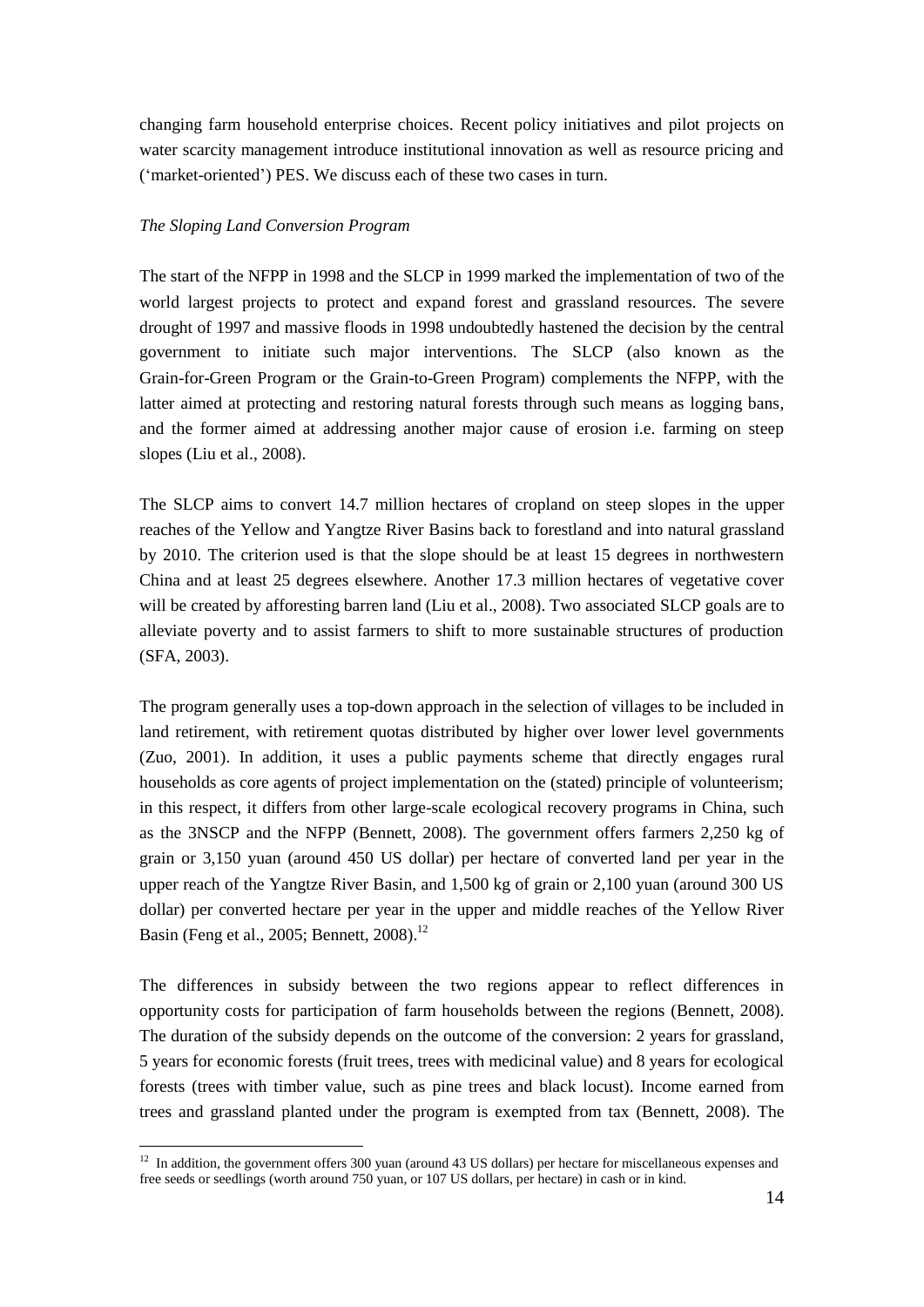changing farm household enterprise choices. Recent policy initiatives and pilot projects on water scarcity management introduce institutional innovation as well as resource pricing and ('market-oriented') PES. We discuss each of these two cases in turn.

*The Sloping Land Conversion Program*

The start of the NFPP in 1998 and the SLCP in 1999 marked the implementation of two of the world largest projects to protect and expand forest and grassland resources. The severe drought of 1997 and massive floods in 1998 undoubtedly hastened the decision by the central government to initiate such major interventions. The SLCP (also known as the Grain-for-Green Program or the Grain-to-Green Program) complements the NFPP, with the latter aimed at protecting and restoring natural forests through such means as logging bans, and the former aimed at addressing another major cause of erosion i.e. farming on steep slopes (Liu et al., 2008).

The SLCP aims to convert 14.7 million hectares of cropland on steep slopes in the upper reaches of the Yellow and Yangtze River Basins back to forestland and into natural grassland by 2010. The criterion used is that the slope should be at least 15 degrees in northwestern China and at least 25 degrees elsewhere. Another 17.3 million hectares of vegetative cover will be created by afforesting barren land (Liu et al., 2008). Two associated SLCP goals are to alleviate poverty and to assist farmers to shift to more sustainable structures of production (SFA, 2003).

The program generally uses a top-down approach in the selection of villages to be included in land retirement, with retirement quotas distributed by higher over lower level governments (Zuo, 2001). In addition, it uses a public payments scheme that directly engages rural households as core agents of project implementation on the (stated) principle of volunteerism; in this respect, it differs from other large-scale ecological recovery programs in China, such as the 3NSCP and the NFPP (Bennett, 2008). The government offers farmers 2,250 kg of grain or 3,150 yuan (around 450 US dollar) per hectare of converted land per year in the upper reach of the Yangtze River Basin, and 1,500 kg of grain or 2,100 yuan (around 300 US dollar) per converted hectare per year in the upper and middle reaches of the Yellow River Basin (Feng et al., 2005; Bennett, 2008).[12]

The differences in subsidy between the two regions appear to reflect differences in opportunity costs for participation of farm households between the regions (Bennett, 2008). The duration of the subsidy depends on the outcome of the conversion: 2 years for grassland, 5 years for economic forests (fruit trees, trees with medicinal value) and 8 years for ecological forests (trees with timber value, such as pine trees and black locust). Income earned from trees and grassland planted under the program is exempted from tax (Bennett, 2008). The

[12] In addition, the government offers 300 yuan (around 43 US dollars) per hectare for miscellaneous expenses and free seeds or seedlings (worth around 750 yuan, or 107 US dollars, per hectare) in cash or in kind.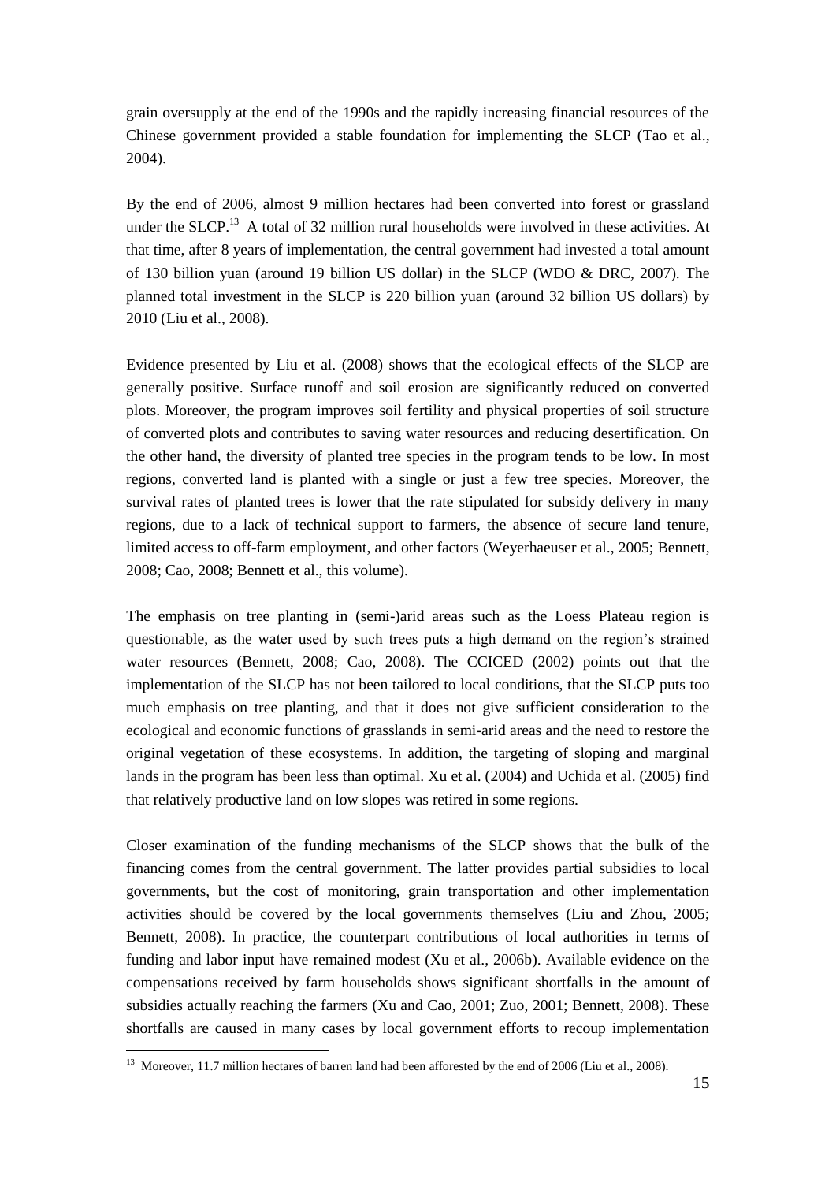grain oversupply at the end of the 1990s and the rapidly increasing financial resources of the Chinese government provided a stable foundation for implementing the SLCP (Tao et al., 2004).

By the end of 2006, almost 9 million hectares had been converted into forest or grassland under the SLCP.[13] A total of 32 million rural households were involved in these activities. At that time, after 8 years of implementation, the central government had invested a total amount of 130 billion yuan (around 19 billion US dollar) in the SLCP (WDO & DRC, 2007). The planned total investment in the SLCP is 220 billion yuan (around 32 billion US dollars) by 2010 (Liu et al., 2008).

Evidence presented by Liu et al. (2008) shows that the ecological effects of the SLCP are generally positive. Surface runoff and soil erosion are significantly reduced on converted plots. Moreover, the program improves soil fertility and physical properties of soil structure of converted plots and contributes to saving water resources and reducing desertification. On the other hand, the diversity of planted tree species in the program tends to be low. In most regions, converted land is planted with a single or just a few tree species. Moreover, the survival rates of planted trees is lower that the rate stipulated for subsidy delivery in many regions, due to a lack of technical support to farmers, the absence of secure land tenure, limited access to off-farm employment, and other factors (Weyerhaeuser et al., 2005; Bennett, 2008; Cao, 2008; Bennett et al., this volume).

The emphasis on tree planting in (semi-)arid areas such as the Loess Plateau region is questionable, as the water used by such trees puts a high demand on the region's strained water resources (Bennett, 2008; Cao, 2008). The CCICED (2002) points out that the implementation of the SLCP has not been tailored to local conditions, that the SLCP puts too much emphasis on tree planting, and that it does not give sufficient consideration to the ecological and economic functions of grasslands in semi-arid areas and the need to restore the original vegetation of these ecosystems. In addition, the targeting of sloping and marginal lands in the program has been less than optimal. Xu et al. (2004) and Uchida et al. (2005) find that relatively productive land on low slopes was retired in some regions.

Closer examination of the funding mechanisms of the SLCP shows that the bulk of the financing comes from the central government. The latter provides partial subsidies to local governments, but the cost of monitoring, grain transportation and other implementation activities should be covered by the local governments themselves (Liu and Zhou, 2005; Bennett, 2008). In practice, the counterpart contributions of local authorities in terms of funding and labor input have remained modest (Xu et al., 2006b). Available evidence on the compensations received by farm households shows significant shortfalls in the amount of subsidies actually reaching the farmers (Xu and Cao, 2001; Zuo, 2001; Bennett, 2008). These shortfalls are caused in many cases by local government efforts to recoup implementation

[13] Moreover, 11.7 million hectares of barren land had been afforested by the end of 2006 (Liu et al., 2008).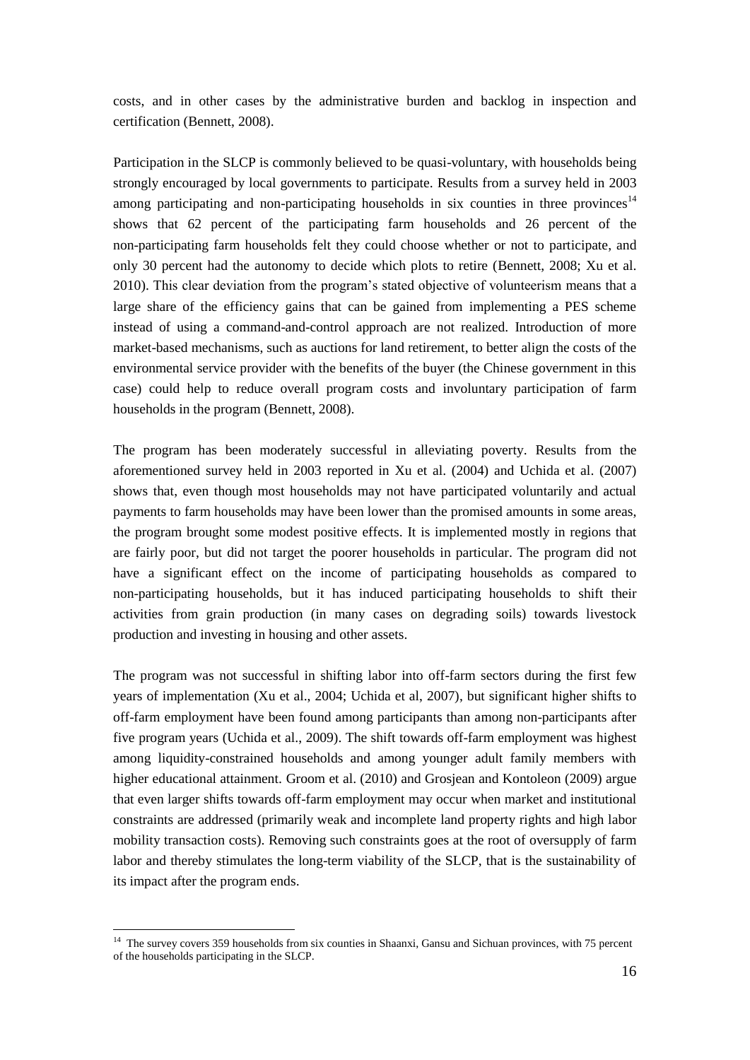costs, and in other cases by the administrative burden and backlog in inspection and certification (Bennett, 2008).

Participation in the SLCP is commonly believed to be quasi-voluntary, with households being strongly encouraged by local governments to participate. Results from a survey held in 2003 among participating and non-participating households in six counties in three provinces[14] shows that 62 percent of the participating farm households and 26 percent of the non-participating farm households felt they could choose whether or not to participate, and only 30 percent had the autonomy to decide which plots to retire (Bennett, 2008; Xu et al. 2010). This clear deviation from the program's stated objective of volunteerism means that a large share of the efficiency gains that can be gained from implementing a PES scheme instead of using a command-and-control approach are not realized. Introduction of more market-based mechanisms, such as auctions for land retirement, to better align the costs of the environmental service provider with the benefits of the buyer (the Chinese government in this case) could help to reduce overall program costs and involuntary participation of farm households in the program (Bennett, 2008).

The program has been moderately successful in alleviating poverty. Results from the aforementioned survey held in 2003 reported in Xu et al. (2004) and Uchida et al. (2007) shows that, even though most households may not have participated voluntarily and actual payments to farm households may have been lower than the promised amounts in some areas, the program brought some modest positive effects. It is implemented mostly in regions that are fairly poor, but did not target the poorer households in particular. The program did not have a significant effect on the income of participating households as compared to non-participating households, but it has induced participating households to shift their activities from grain production (in many cases on degrading soils) towards livestock production and investing in housing and other assets.

The program was not successful in shifting labor into off-farm sectors during the first few years of implementation (Xu et al., 2004; Uchida et al, 2007), but significant higher shifts to off-farm employment have been found among participants than among non-participants after five program years (Uchida et al., 2009). The shift towards off-farm employment was highest among liquidity-constrained households and among younger adult family members with higher educational attainment. Groom et al. (2010) and Grosjean and Kontoleon (2009) argue that even larger shifts towards off-farm employment may occur when market and institutional constraints are addressed (primarily weak and incomplete land property rights and high labor mobility transaction costs). Removing such constraints goes at the root of oversupply of farm labor and thereby stimulates the long-term viability of the SLCP, that is the sustainability of its impact after the program ends.

[14] The survey covers 359 households from six counties in Shaanxi, Gansu and Sichuan provinces, with 75 percent of the households participating in the SLCP.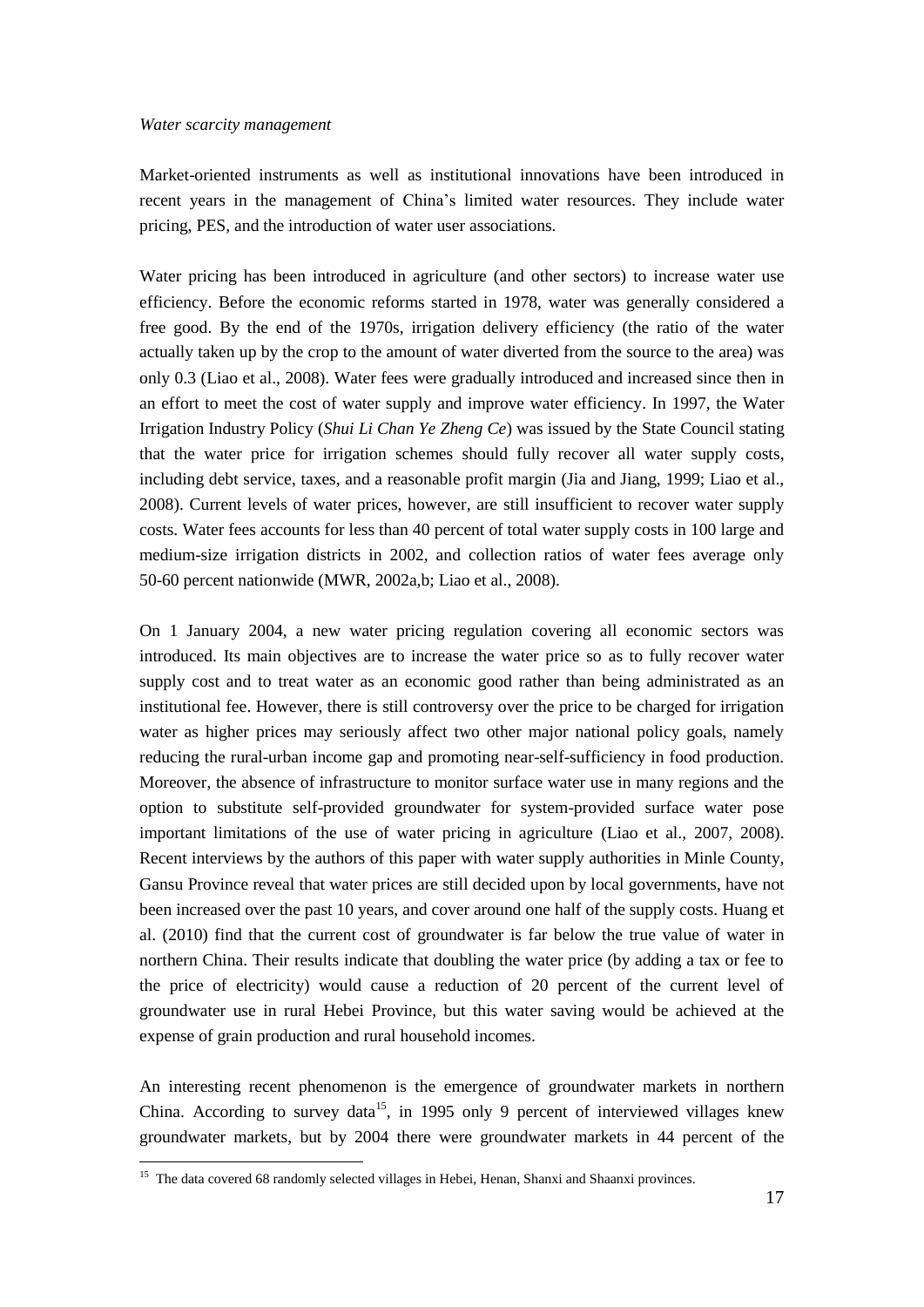*Water scarcity management*

Market-oriented instruments as well as institutional innovations have been introduced in recent years in the management of China's limited water resources. They include water pricing, PES, and the introduction of water user associations.

Water pricing has been introduced in agriculture (and other sectors) to increase water use efficiency. Before the economic reforms started in 1978, water was generally considered a free good. By the end of the 1970s, irrigation delivery efficiency (the ratio of the water actually taken up by the crop to the amount of water diverted from the source to the area) was only 0.3 (Liao et al., 2008). Water fees were gradually introduced and increased since then in an effort to meet the cost of water supply and improve water efficiency. In 1997, the Water Irrigation Industry Policy (*Shui Li Chan Ye Zheng Ce*) was issued by the State Council stating that the water price for irrigation schemes should fully recover all water supply costs, including debt service, taxes, and a reasonable profit margin (Jia and Jiang, 1999; Liao et al., 2008). Current levels of water prices, however, are still insufficient to recover water supply costs. Water fees accounts for less than 40 percent of total water supply costs in 100 large and medium-size irrigation districts in 2002, and collection ratios of water fees average only 50-60 percent nationwide (MWR, 2002a,b; Liao et al., 2008).

On 1 January 2004, a new water pricing regulation covering all economic sectors was introduced. Its main objectives are to increase the water price so as to fully recover water supply cost and to treat water as an economic good rather than being administrated as an institutional fee. However, there is still controversy over the price to be charged for irrigation water as higher prices may seriously affect two other major national policy goals, namely reducing the rural-urban income gap and promoting near-self-sufficiency in food production. Moreover, the absence of infrastructure to monitor surface water use in many regions and the option to substitute self-provided groundwater for system-provided surface water pose important limitations of the use of water pricing in agriculture (Liao et al., 2007, 2008). Recent interviews by the authors of this paper with water supply authorities in Minle County, Gansu Province reveal that water prices are still decided upon by local governments, have not been increased over the past 10 years, and cover around one half of the supply costs. Huang et al. (2010) find that the current cost of groundwater is far below the true value of water in northern China. Their results indicate that doubling the water price (by adding a tax or fee to the price of electricity) would cause a reduction of 20 percent of the current level of groundwater use in rural Hebei Province, but this water saving would be achieved at the expense of grain production and rural household incomes.

An interesting recent phenomenon is the emergence of groundwater markets in northern China. According to survey data[15], in 1995 only 9 percent of interviewed villages knew groundwater markets, but by 2004 there were groundwater markets in 44 percent of the

---

[15] The data covered 68 randomly selected villages in Hebei, Henan, Shanxi and Shaanxi provinces.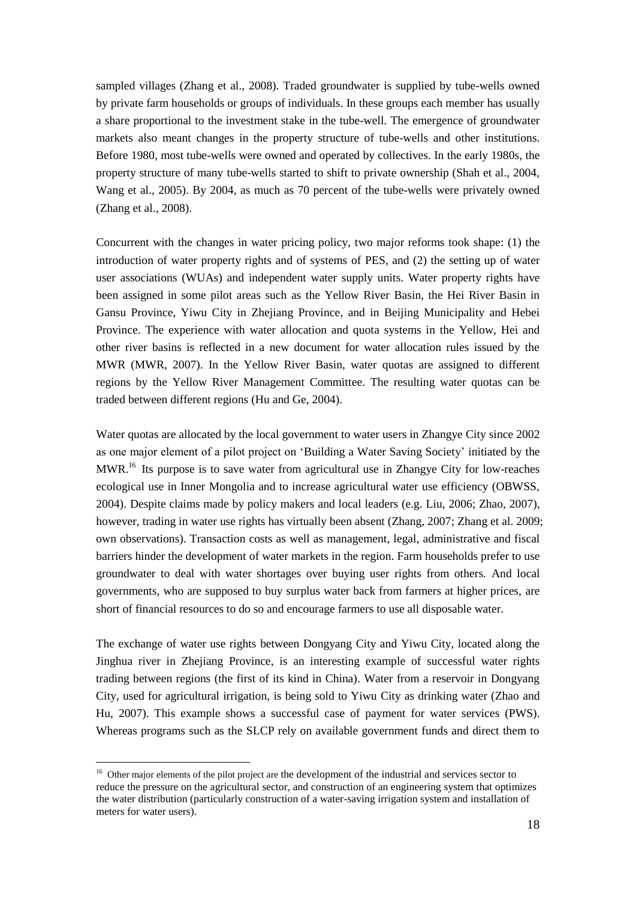sampled villages (Zhang et al., 2008). Traded groundwater is supplied by tube-wells owned by private farm households or groups of individuals. In these groups each member has usually a share proportional to the investment stake in the tube-well. The emergence of groundwater markets also meant changes in the property structure of tube-wells and other institutions. Before 1980, most tube-wells were owned and operated by collectives. In the early 1980s, the property structure of many tube-wells started to shift to private ownership (Shah et al., 2004, Wang et al., 2005). By 2004, as much as 70 percent of the tube-wells were privately owned (Zhang et al., 2008).

Concurrent with the changes in water pricing policy, two major reforms took shape: (1) the introduction of water property rights and of systems of PES, and (2) the setting up of water user associations (WUAs) and independent water supply units. Water property rights have been assigned in some pilot areas such as the Yellow River Basin, the Hei River Basin in Gansu Province, Yiwu City in Zhejiang Province, and in Beijing Municipality and Hebei Province. The experience with water allocation and quota systems in the Yellow, Hei and other river basins is reflected in a new document for water allocation rules issued by the MWR (MWR, 2007). In the Yellow River Basin, water quotas are assigned to different regions by the Yellow River Management Committee. The resulting water quotas can be traded between different regions (Hu and Ge, 2004).

Water quotas are allocated by the local government to water users in Zhangye City since 2002 as one major element of a pilot project on 'Building a Water Saving Society' initiated by the MWR.[16] Its purpose is to save water from agricultural use in Zhangye City for low-reaches ecological use in Inner Mongolia and to increase agricultural water use efficiency (OBWSS, 2004). Despite claims made by policy makers and local leaders (e.g. Liu, 2006; Zhao, 2007), however, trading in water use rights has virtually been absent (Zhang, 2007; Zhang et al. 2009; own observations). Transaction costs as well as management, legal, administrative and fiscal barriers hinder the development of water markets in the region. Farm households prefer to use groundwater to deal with water shortages over buying user rights from others. And local governments, who are supposed to buy surplus water back from farmers at higher prices, are short of financial resources to do so and encourage farmers to use all disposable water.

The exchange of water use rights between Dongyang City and Yiwu City, located along the Jinghua river in Zhejiang Province, is an interesting example of successful water rights trading between regions (the first of its kind in China). Water from a reservoir in Dongyang City, used for agricultural irrigation, is being sold to Yiwu City as drinking water (Zhao and Hu, 2007). This example shows a successful case of payment for water services (PWS). Whereas programs such as the SLCP rely on available government funds and direct them to

[16] Other major elements of the pilot project are the development of the industrial and services sector to reduce the pressure on the agricultural sector, and construction of an engineering system that optimizes the water distribution (particularly construction of a water-saving irrigation system and installation of meters for water users).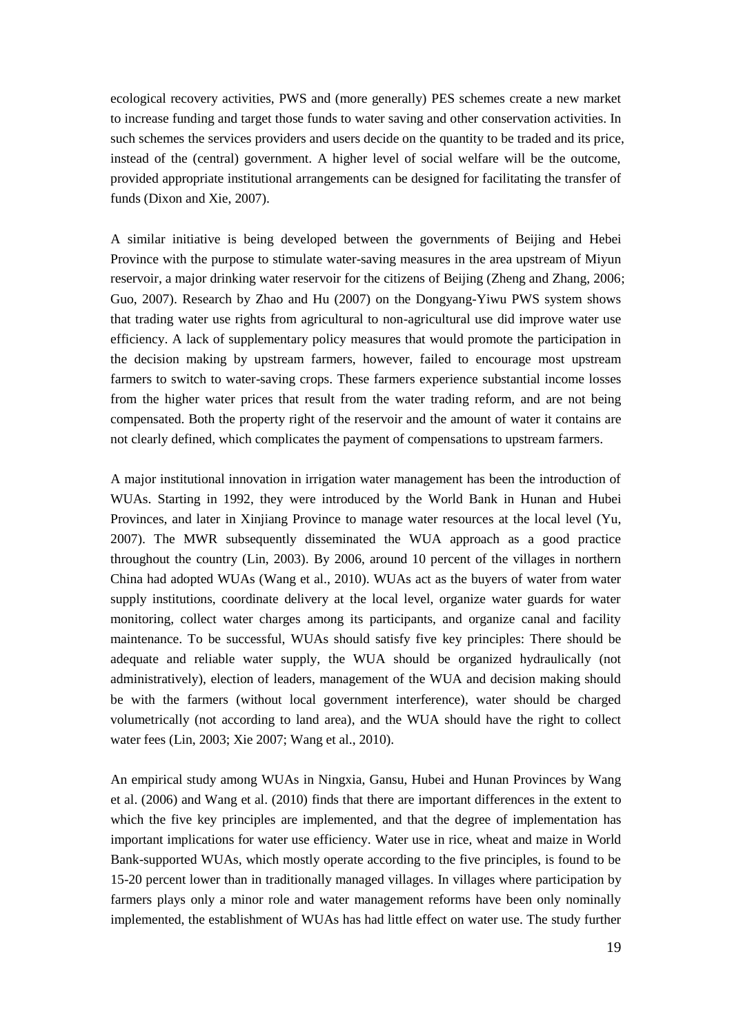ecological recovery activities, PWS and (more generally) PES schemes create a new market to increase funding and target those funds to water saving and other conservation activities. In such schemes the services providers and users decide on the quantity to be traded and its price, instead of the (central) government. A higher level of social welfare will be the outcome, provided appropriate institutional arrangements can be designed for facilitating the transfer of funds (Dixon and Xie, 2007).

A similar initiative is being developed between the governments of Beijing and Hebei Province with the purpose to stimulate water-saving measures in the area upstream of Miyun reservoir, a major drinking water reservoir for the citizens of Beijing (Zheng and Zhang, 2006; Guo, 2007). Research by Zhao and Hu (2007) on the Dongyang-Yiwu PWS system shows that trading water use rights from agricultural to non-agricultural use did improve water use efficiency. A lack of supplementary policy measures that would promote the participation in the decision making by upstream farmers, however, failed to encourage most upstream farmers to switch to water-saving crops. These farmers experience substantial income losses from the higher water prices that result from the water trading reform, and are not being compensated. Both the property right of the reservoir and the amount of water it contains are not clearly defined, which complicates the payment of compensations to upstream farmers.

A major institutional innovation in irrigation water management has been the introduction of WUAs. Starting in 1992, they were introduced by the World Bank in Hunan and Hubei Provinces, and later in Xinjiang Province to manage water resources at the local level (Yu, 2007). The MWR subsequently disseminated the WUA approach as a good practice throughout the country (Lin, 2003). By 2006, around 10 percent of the villages in northern China had adopted WUAs (Wang et al., 2010). WUAs act as the buyers of water from water supply institutions, coordinate delivery at the local level, organize water guards for water monitoring, collect water charges among its participants, and organize canal and facility maintenance. To be successful, WUAs should satisfy five key principles: There should be adequate and reliable water supply, the WUA should be organized hydraulically (not administratively), election of leaders, management of the WUA and decision making should be with the farmers (without local government interference), water should be charged volumetrically (not according to land area), and the WUA should have the right to collect water fees (Lin, 2003; Xie 2007; Wang et al., 2010).

An empirical study among WUAs in Ningxia, Gansu, Hubei and Hunan Provinces by Wang et al. (2006) and Wang et al. (2010) finds that there are important differences in the extent to which the five key principles are implemented, and that the degree of implementation has important implications for water use efficiency. Water use in rice, wheat and maize in World Bank-supported WUAs, which mostly operate according to the five principles, is found to be 15-20 percent lower than in traditionally managed villages. In villages where participation by farmers plays only a minor role and water management reforms have been only nominally implemented, the establishment of WUAs has had little effect on water use. The study further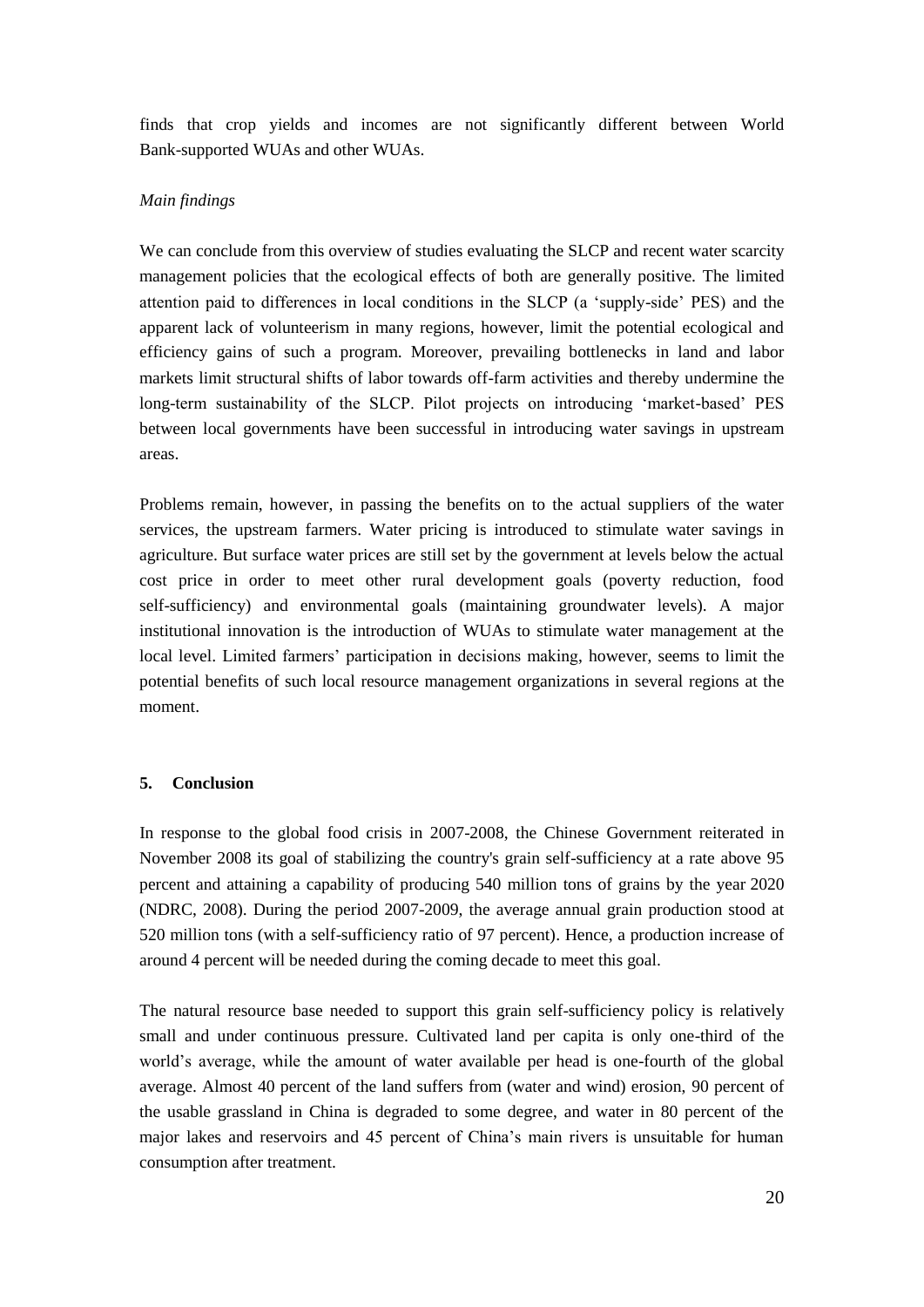finds that crop yields and incomes are not significantly different between World Bank-supported WUAs and other WUAs.

*Main findings*

We can conclude from this overview of studies evaluating the SLCP and recent water scarcity management policies that the ecological effects of both are generally positive. The limited attention paid to differences in local conditions in the SLCP (a 'supply-side' PES) and the apparent lack of volunteerism in many regions, however, limit the potential ecological and efficiency gains of such a program. Moreover, prevailing bottlenecks in land and labor markets limit structural shifts of labor towards off-farm activities and thereby undermine the long-term sustainability of the SLCP. Pilot projects on introducing 'market-based' PES between local governments have been successful in introducing water savings in upstream areas.

Problems remain, however, in passing the benefits on to the actual suppliers of the water services, the upstream farmers. Water pricing is introduced to stimulate water savings in agriculture. But surface water prices are still set by the government at levels below the actual cost price in order to meet other rural development goals (poverty reduction, food self-sufficiency) and environmental goals (maintaining groundwater levels). A major institutional innovation is the introduction of WUAs to stimulate water management at the local level. Limited farmers' participation in decisions making, however, seems to limit the potential benefits of such local resource management organizations in several regions at the moment.

## 5. Conclusion

In response to the global food crisis in 2007-2008, the Chinese Government reiterated in November 2008 its goal of stabilizing the country's grain self-sufficiency at a rate above 95 percent and attaining a capability of producing 540 million tons of grains by the year 2020 (NDRC, 2008). During the period 2007-2009, the average annual grain production stood at 520 million tons (with a self-sufficiency ratio of 97 percent). Hence, a production increase of around 4 percent will be needed during the coming decade to meet this goal.

The natural resource base needed to support this grain self-sufficiency policy is relatively small and under continuous pressure. Cultivated land per capita is only one-third of the world's average, while the amount of water available per head is one-fourth of the global average. Almost 40 percent of the land suffers from (water and wind) erosion, 90 percent of the usable grassland in China is degraded to some degree, and water in 80 percent of the major lakes and reservoirs and 45 percent of China's main rivers is unsuitable for human consumption after treatment.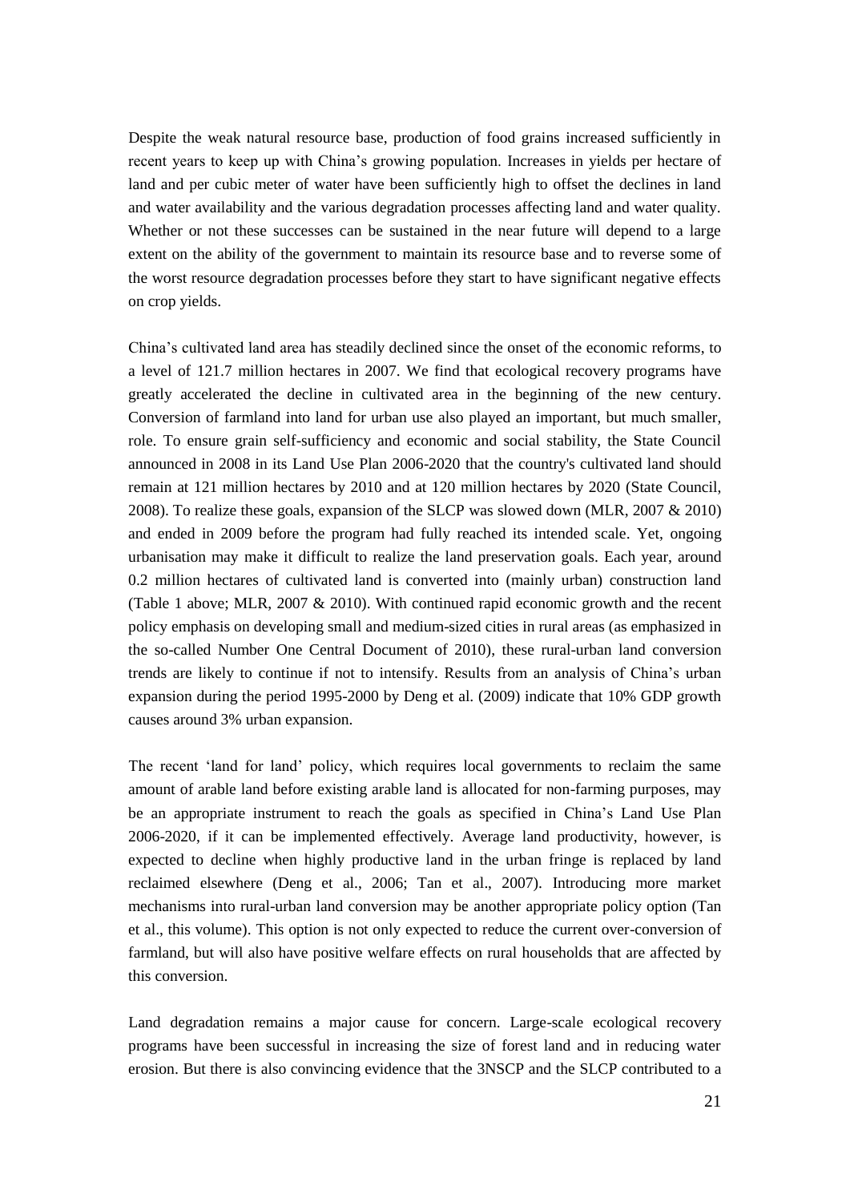Despite the weak natural resource base, production of food grains increased sufficiently in recent years to keep up with China's growing population. Increases in yields per hectare of land and per cubic meter of water have been sufficiently high to offset the declines in land and water availability and the various degradation processes affecting land and water quality. Whether or not these successes can be sustained in the near future will depend to a large extent on the ability of the government to maintain its resource base and to reverse some of the worst resource degradation processes before they start to have significant negative effects on crop yields.

China's cultivated land area has steadily declined since the onset of the economic reforms, to a level of 121.7 million hectares in 2007. We find that ecological recovery programs have greatly accelerated the decline in cultivated area in the beginning of the new century. Conversion of farmland into land for urban use also played an important, but much smaller, role. To ensure grain self-sufficiency and economic and social stability, the State Council announced in 2008 in its Land Use Plan 2006-2020 that the country's cultivated land should remain at 121 million hectares by 2010 and at 120 million hectares by 2020 (State Council, 2008). To realize these goals, expansion of the SLCP was slowed down (MLR, 2007 & 2010) and ended in 2009 before the program had fully reached its intended scale. Yet, ongoing urbanisation may make it difficult to realize the land preservation goals. Each year, around 0.2 million hectares of cultivated land is converted into (mainly urban) construction land (Table 1 above; MLR, 2007 & 2010). With continued rapid economic growth and the recent policy emphasis on developing small and medium-sized cities in rural areas (as emphasized in the so-called Number One Central Document of 2010), these rural-urban land conversion trends are likely to continue if not to intensify. Results from an analysis of China's urban expansion during the period 1995-2000 by Deng et al. (2009) indicate that 10% GDP growth causes around 3% urban expansion.

The recent 'land for land' policy, which requires local governments to reclaim the same amount of arable land before existing arable land is allocated for non-farming purposes, may be an appropriate instrument to reach the goals as specified in China's Land Use Plan 2006-2020, if it can be implemented effectively. Average land productivity, however, is expected to decline when highly productive land in the urban fringe is replaced by land reclaimed elsewhere (Deng et al., 2006; Tan et al., 2007). Introducing more market mechanisms into rural-urban land conversion may be another appropriate policy option (Tan et al., this volume). This option is not only expected to reduce the current over-conversion of farmland, but will also have positive welfare effects on rural households that are affected by this conversion.

Land degradation remains a major cause for concern. Large-scale ecological recovery programs have been successful in increasing the size of forest land and in reducing water erosion. But there is also convincing evidence that the 3NSCP and the SLCP contributed to a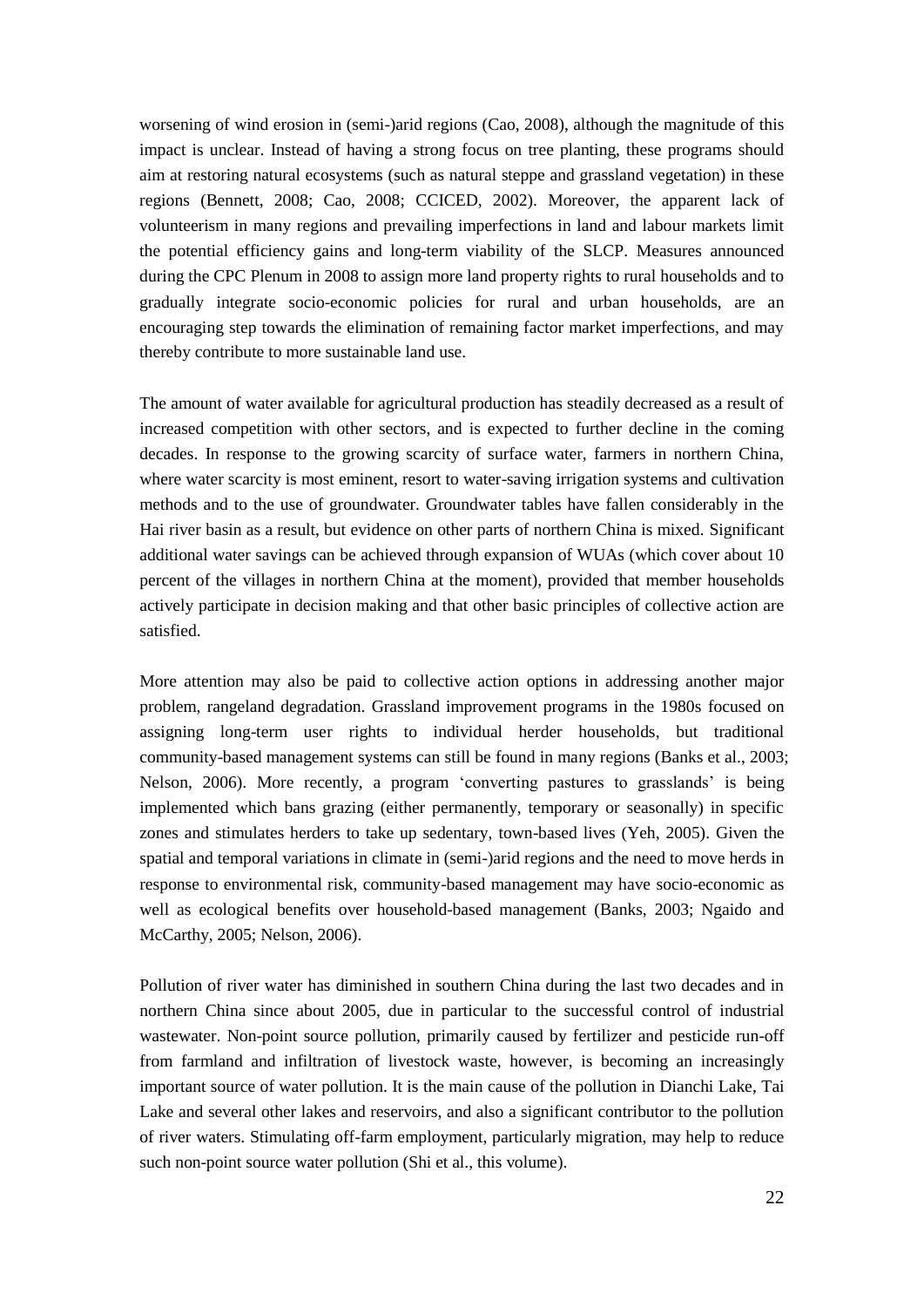worsening of wind erosion in (semi-)arid regions (Cao, 2008), although the magnitude of this impact is unclear. Instead of having a strong focus on tree planting, these programs should aim at restoring natural ecosystems (such as natural steppe and grassland vegetation) in these regions (Bennett, 2008; Cao, 2008; CCICED, 2002). Moreover, the apparent lack of volunteerism in many regions and prevailing imperfections in land and labour markets limit the potential efficiency gains and long-term viability of the SLCP. Measures announced during the CPC Plenum in 2008 to assign more land property rights to rural households and to gradually integrate socio-economic policies for rural and urban households, are an encouraging step towards the elimination of remaining factor market imperfections, and may thereby contribute to more sustainable land use.

The amount of water available for agricultural production has steadily decreased as a result of increased competition with other sectors, and is expected to further decline in the coming decades. In response to the growing scarcity of surface water, farmers in northern China, where water scarcity is most eminent, resort to water-saving irrigation systems and cultivation methods and to the use of groundwater. Groundwater tables have fallen considerably in the Hai river basin as a result, but evidence on other parts of northern China is mixed. Significant additional water savings can be achieved through expansion of WUAs (which cover about 10 percent of the villages in northern China at the moment), provided that member households actively participate in decision making and that other basic principles of collective action are satisfied.

More attention may also be paid to collective action options in addressing another major problem, rangeland degradation. Grassland improvement programs in the 1980s focused on assigning long-term user rights to individual herder households, but traditional community-based management systems can still be found in many regions (Banks et al., 2003; Nelson, 2006). More recently, a program 'converting pastures to grasslands' is being implemented which bans grazing (either permanently, temporary or seasonally) in specific zones and stimulates herders to take up sedentary, town-based lives (Yeh, 2005). Given the spatial and temporal variations in climate in (semi-)arid regions and the need to move herds in response to environmental risk, community-based management may have socio-economic as well as ecological benefits over household-based management (Banks, 2003; Ngaido and McCarthy, 2005; Nelson, 2006).

Pollution of river water has diminished in southern China during the last two decades and in northern China since about 2005, due in particular to the successful control of industrial wastewater. Non-point source pollution, primarily caused by fertilizer and pesticide run-off from farmland and infiltration of livestock waste, however, is becoming an increasingly important source of water pollution. It is the main cause of the pollution in Dianchi Lake, Tai Lake and several other lakes and reservoirs, and also a significant contributor to the pollution of river waters. Stimulating off-farm employment, particularly migration, may help to reduce such non-point source water pollution (Shi et al., this volume).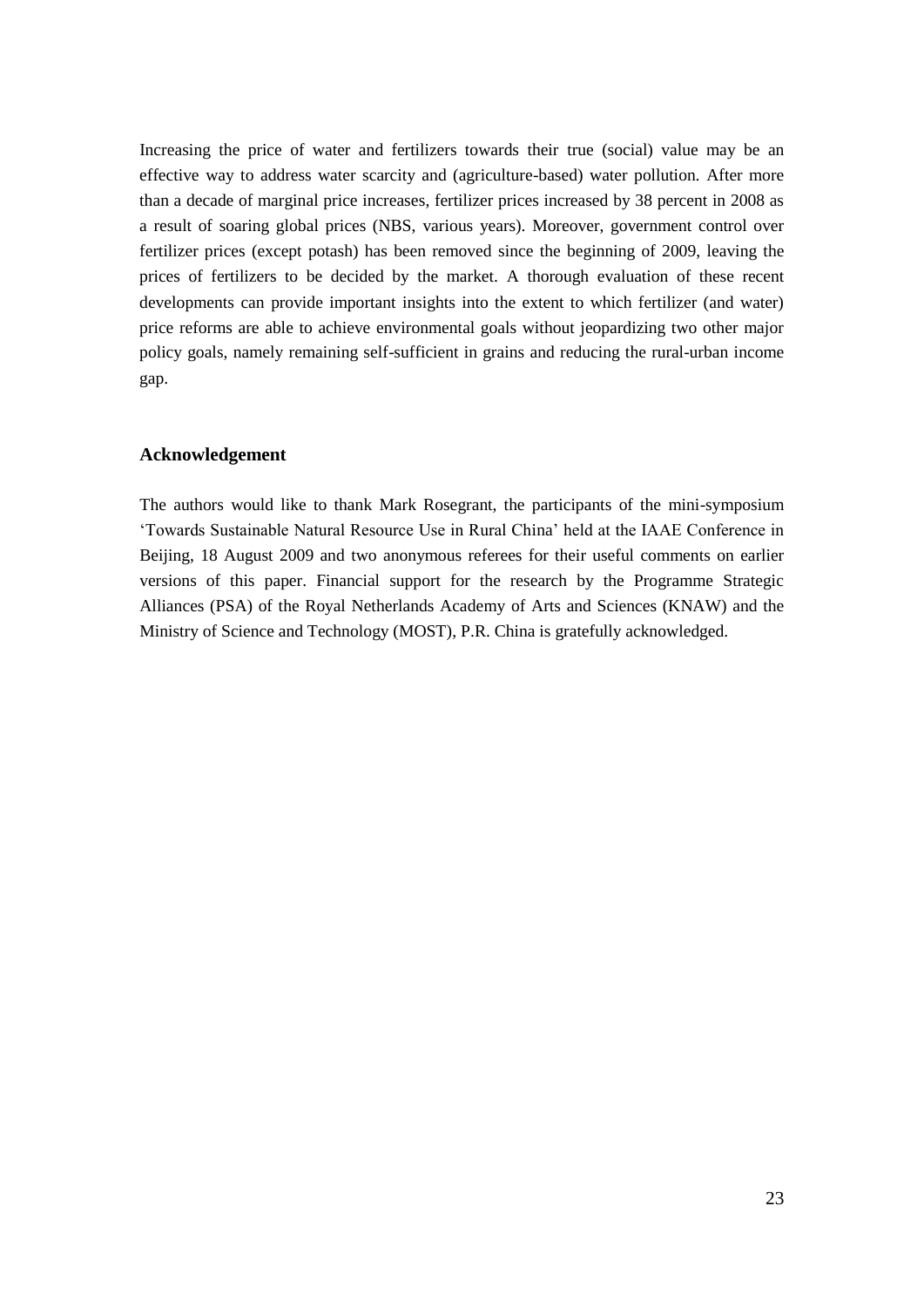Increasing the price of water and fertilizers towards their true (social) value may be an effective way to address water scarcity and (agriculture-based) water pollution. After more than a decade of marginal price increases, fertilizer prices increased by 38 percent in 2008 as a result of soaring global prices (NBS, various years). Moreover, government control over fertilizer prices (except potash) has been removed since the beginning of 2009, leaving the prices of fertilizers to be decided by the market. A thorough evaluation of these recent developments can provide important insights into the extent to which fertilizer (and water) price reforms are able to achieve environmental goals without jeopardizing two other major policy goals, namely remaining self-sufficient in grains and reducing the rural-urban income gap.

### Acknowledgement

The authors would like to thank Mark Rosegrant, the participants of the mini-symposium 'Towards Sustainable Natural Resource Use in Rural China' held at the IAAE Conference in Beijing, 18 August 2009 and two anonymous referees for their useful comments on earlier versions of this paper. Financial support for the research by the Programme Strategic Alliances (PSA) of the Royal Netherlands Academy of Arts and Sciences (KNAW) and the Ministry of Science and Technology (MOST), P.R. China is gratefully acknowledged.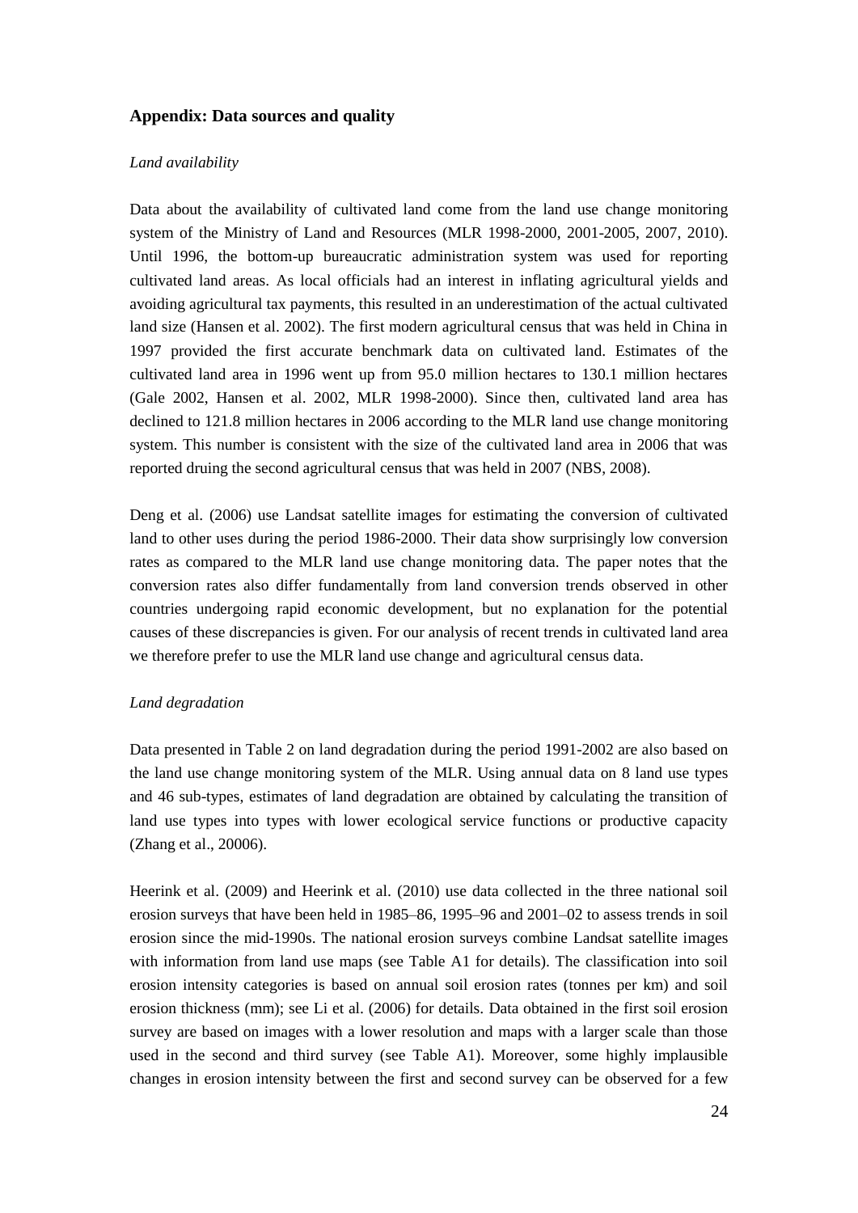## Appendix: Data sources and quality

*Land availability*

Data about the availability of cultivated land come from the land use change monitoring system of the Ministry of Land and Resources (MLR 1998-2000, 2001-2005, 2007, 2010). Until 1996, the bottom-up bureaucratic administration system was used for reporting cultivated land areas. As local officials had an interest in inflating agricultural yields and avoiding agricultural tax payments, this resulted in an underestimation of the actual cultivated land size (Hansen et al. 2002). The first modern agricultural census that was held in China in 1997 provided the first accurate benchmark data on cultivated land. Estimates of the cultivated land area in 1996 went up from 95.0 million hectares to 130.1 million hectares (Gale 2002, Hansen et al. 2002, MLR 1998-2000). Since then, cultivated land area has declined to 121.8 million hectares in 2006 according to the MLR land use change monitoring system. This number is consistent with the size of the cultivated land area in 2006 that was reported druing the second agricultural census that was held in 2007 (NBS, 2008).

Deng et al. (2006) use Landsat satellite images for estimating the conversion of cultivated land to other uses during the period 1986-2000. Their data show surprisingly low conversion rates as compared to the MLR land use change monitoring data. The paper notes that the conversion rates also differ fundamentally from land conversion trends observed in other countries undergoing rapid economic development, but no explanation for the potential causes of these discrepancies is given. For our analysis of recent trends in cultivated land area we therefore prefer to use the MLR land use change and agricultural census data.

*Land degradation*

Data presented in Table 2 on land degradation during the period 1991-2002 are also based on the land use change monitoring system of the MLR. Using annual data on 8 land use types and 46 sub-types, estimates of land degradation are obtained by calculating the transition of land use types into types with lower ecological service functions or productive capacity (Zhang et al., 20006).

Heerink et al. (2009) and Heerink et al. (2010) use data collected in the three national soil erosion surveys that have been held in 1985–86, 1995–96 and 2001–02 to assess trends in soil erosion since the mid-1990s. The national erosion surveys combine Landsat satellite images with information from land use maps (see Table A1 for details). The classification into soil erosion intensity categories is based on annual soil erosion rates (tonnes per km) and soil erosion thickness (mm); see Li et al. (2006) for details. Data obtained in the first soil erosion survey are based on images with a lower resolution and maps with a larger scale than those used in the second and third survey (see Table A1). Moreover, some highly implausible changes in erosion intensity between the first and second survey can be observed for a few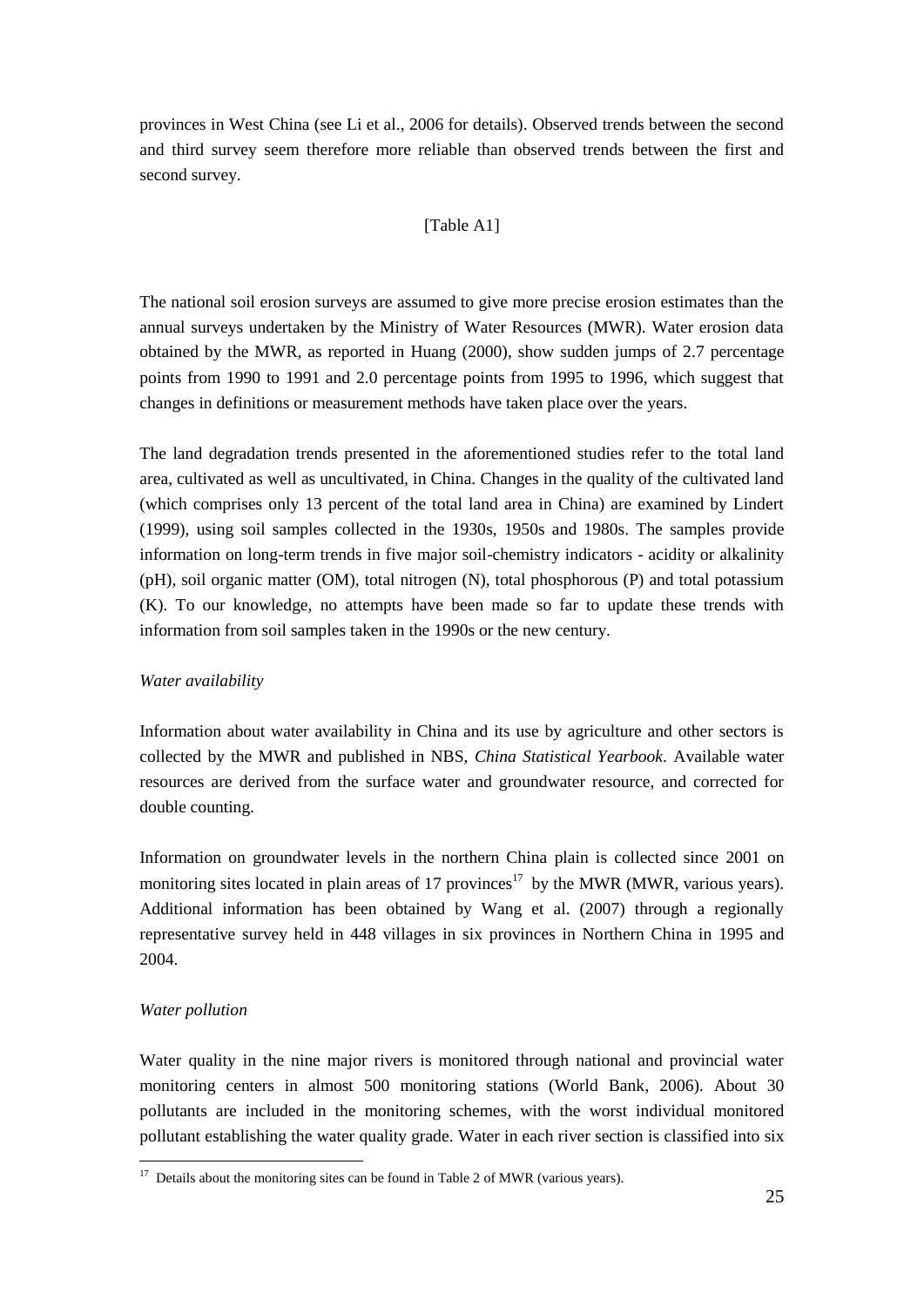provinces in West China (see Li et al., 2006 for details). Observed trends between the second and third survey seem therefore more reliable than observed trends between the first and second survey.

[Table A1]

The national soil erosion surveys are assumed to give more precise erosion estimates than the annual surveys undertaken by the Ministry of Water Resources (MWR). Water erosion data obtained by the MWR, as reported in Huang (2000), show sudden jumps of 2.7 percentage points from 1990 to 1991 and 2.0 percentage points from 1995 to 1996, which suggest that changes in definitions or measurement methods have taken place over the years.

The land degradation trends presented in the aforementioned studies refer to the total land area, cultivated as well as uncultivated, in China. Changes in the quality of the cultivated land (which comprises only 13 percent of the total land area in China) are examined by Lindert (1999), using soil samples collected in the 1930s, 1950s and 1980s. The samples provide information on long-term trends in five major soil-chemistry indicators - acidity or alkalinity (pH), soil organic matter (OM), total nitrogen (N), total phosphorous (P) and total potassium (K). To our knowledge, no attempts have been made so far to update these trends with information from soil samples taken in the 1990s or the new century.

*Water availability*

Information about water availability in China and its use by agriculture and other sectors is collected by the MWR and published in NBS, *China Statistical Yearbook*. Available water resources are derived from the surface water and groundwater resource, and corrected for double counting.

Information on groundwater levels in the northern China plain is collected since 2001 on monitoring sites located in plain areas of 17 provinces[17] by the MWR (MWR, various years). Additional information has been obtained by Wang et al. (2007) through a regionally representative survey held in 448 villages in six provinces in Northern China in 1995 and 2004.

*Water pollution*

Water quality in the nine major rivers is monitored through national and provincial water monitoring centers in almost 500 monitoring stations (World Bank, 2006). About 30 pollutants are included in the monitoring schemes, with the worst individual monitored pollutant establishing the water quality grade. Water in each river section is classified into six

[17] Details about the monitoring sites can be found in Table 2 of MWR (various years).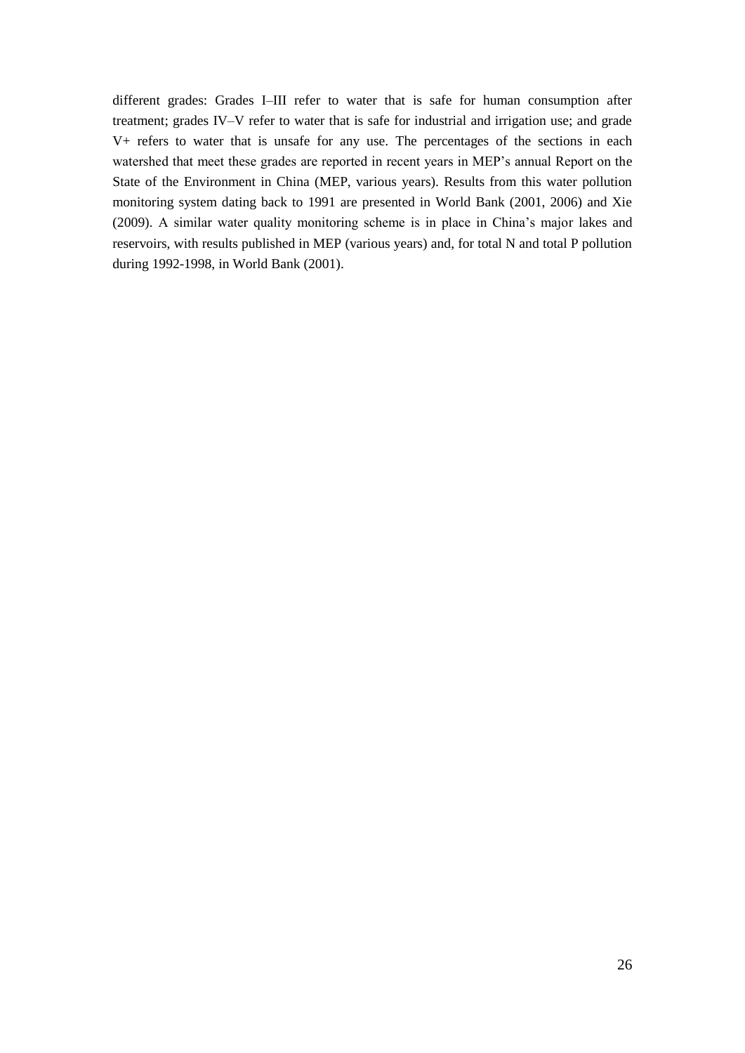different grades: Grades I–III refer to water that is safe for human consumption after treatment; grades IV–V refer to water that is safe for industrial and irrigation use; and grade V+ refers to water that is unsafe for any use. The percentages of the sections in each watershed that meet these grades are reported in recent years in MEP's annual Report on the State of the Environment in China (MEP, various years). Results from this water pollution monitoring system dating back to 1991 are presented in World Bank (2001, 2006) and Xie (2009). A similar water quality monitoring scheme is in place in China's major lakes and reservoirs, with results published in MEP (various years) and, for total N and total P pollution during 1992-1998, in World Bank (2001).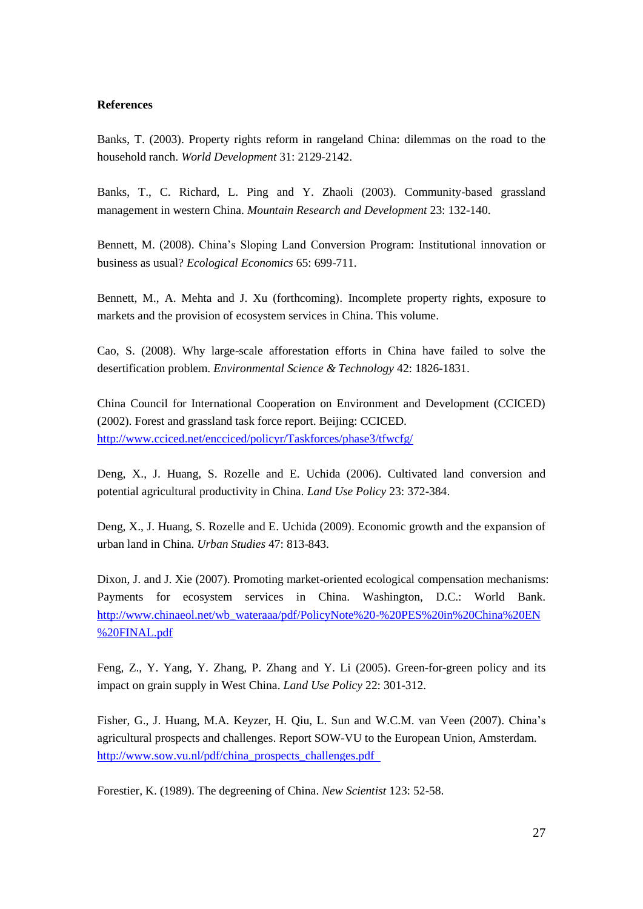**References**

Banks, T. (2003). Property rights reform in rangeland China: dilemmas on the road to the household ranch. *World Development* 31: 2129-2142.

Banks, T., C. Richard, L. Ping and Y. Zhaoli (2003). Community-based grassland management in western China. *Mountain Research and Development* 23: 132-140.

Bennett, M. (2008). China's Sloping Land Conversion Program: Institutional innovation or business as usual? *Ecological Economics* 65: 699-711.

Bennett, M., A. Mehta and J. Xu (forthcoming). Incomplete property rights, exposure to markets and the provision of ecosystem services in China. This volume.

Cao, S. (2008). Why large-scale afforestation efforts in China have failed to solve the desertification problem. *Environmental Science & Technology* 42: 1826-1831.

China Council for International Cooperation on Environment and Development (CCICED) (2002). Forest and grassland task force report. Beijing: CCICED. http://www.cciced.net/encciced/policyr/Taskforces/phase3/tfwcfg/

Deng, X., J. Huang, S. Rozelle and E. Uchida (2006). Cultivated land conversion and potential agricultural productivity in China. *Land Use Policy* 23: 372-384.

Deng, X., J. Huang, S. Rozelle and E. Uchida (2009). Economic growth and the expansion of urban land in China. *Urban Studies* 47: 813-843.

Dixon, J. and J. Xie (2007). Promoting market-oriented ecological compensation mechanisms: Payments for ecosystem services in China. Washington, D.C.: World Bank. http://www.chinaeol.net/wb_wateraaa/pdf/PolicyNote%20-%20PES%20in%20China%20EN%20FINAL.pdf

Feng, Z., Y. Yang, Y. Zhang, P. Zhang and Y. Li (2005). Green-for-green policy and its impact on grain supply in West China. *Land Use Policy* 22: 301-312.

Fisher, G., J. Huang, M.A. Keyzer, H. Qiu, L. Sun and W.C.M. van Veen (2007). China's agricultural prospects and challenges. Report SOW-VU to the European Union, Amsterdam. http://www.sow.vu.nl/pdf/china_prospects_challenges.pdf

Forestier, K. (1989). The degreening of China. *New Scientist* 123: 52-58.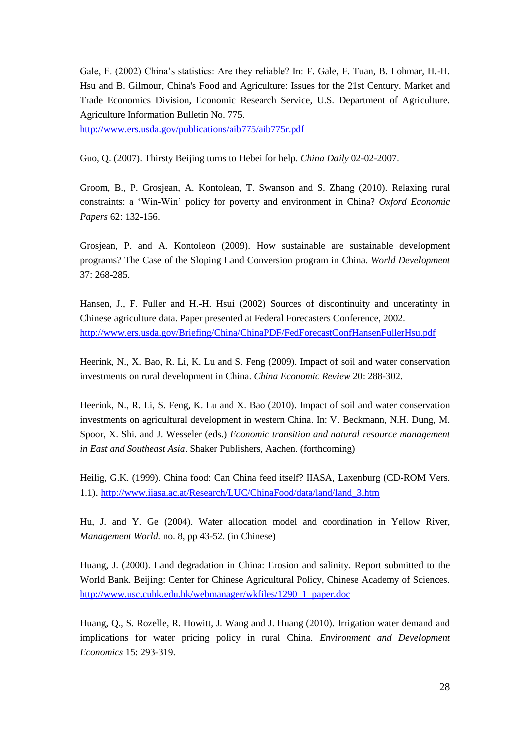Gale, F. (2002) China's statistics: Are they reliable? In: F. Gale, F. Tuan, B. Lohmar, H.-H. Hsu and B. Gilmour, China's Food and Agriculture: Issues for the 21st Century. Market and Trade Economics Division, Economic Research Service, U.S. Department of Agriculture. Agriculture Information Bulletin No. 775.
http://www.ers.usda.gov/publications/aib775/aib775r.pdf

Guo, Q. (2007). Thirsty Beijing turns to Hebei for help. *China Daily* 02-02-2007.

Groom, B., P. Grosjean, A. Kontolean, T. Swanson and S. Zhang (2010). Relaxing rural constraints: a 'Win-Win' policy for poverty and environment in China? *Oxford Economic Papers* 62: 132-156.

Grosjean, P. and A. Kontoleon (2009). How sustainable are sustainable development programs? The Case of the Sloping Land Conversion program in China. *World Development* 37: 268-285.

Hansen, J., F. Fuller and H.-H. Hsui (2002) Sources of discontinuity and unceratinty in Chinese agriculture data. Paper presented at Federal Forecasters Conference, 2002.
http://www.ers.usda.gov/Briefing/China/ChinaPDF/FedForecastConfHansenFullerHsu.pdf

Heerink, N., X. Bao, R. Li, K. Lu and S. Feng (2009). Impact of soil and water conservation investments on rural development in China. *China Economic Review* 20: 288-302.

Heerink, N., R. Li, S. Feng, K. Lu and X. Bao (2010). Impact of soil and water conservation investments on agricultural development in western China. In: V. Beckmann, N.H. Dung, M. Spoor, X. Shi. and J. Wesseler (eds.) *Economic transition and natural resource management in East and Southeast Asia*. Shaker Publishers, Aachen. (forthcoming)

Heilig, G.K. (1999). China food: Can China feed itself? IIASA, Laxenburg (CD-ROM Vers. 1.1). http://www.iiasa.ac.at/Research/LUC/ChinaFood/data/land/land_3.htm

Hu, J. and Y. Ge (2004). Water allocation model and coordination in Yellow River, *Management World.* no. 8, pp 43-52. (in Chinese)

Huang, J. (2000). Land degradation in China: Erosion and salinity. Report submitted to the World Bank. Beijing: Center for Chinese Agricultural Policy, Chinese Academy of Sciences. http://www.usc.cuhk.edu.hk/webmanager/wkfiles/1290_1_paper.doc

Huang, Q., S. Rozelle, R. Howitt, J. Wang and J. Huang (2010). Irrigation water demand and implications for water pricing policy in rural China. *Environment and Development Economics* 15: 293-319.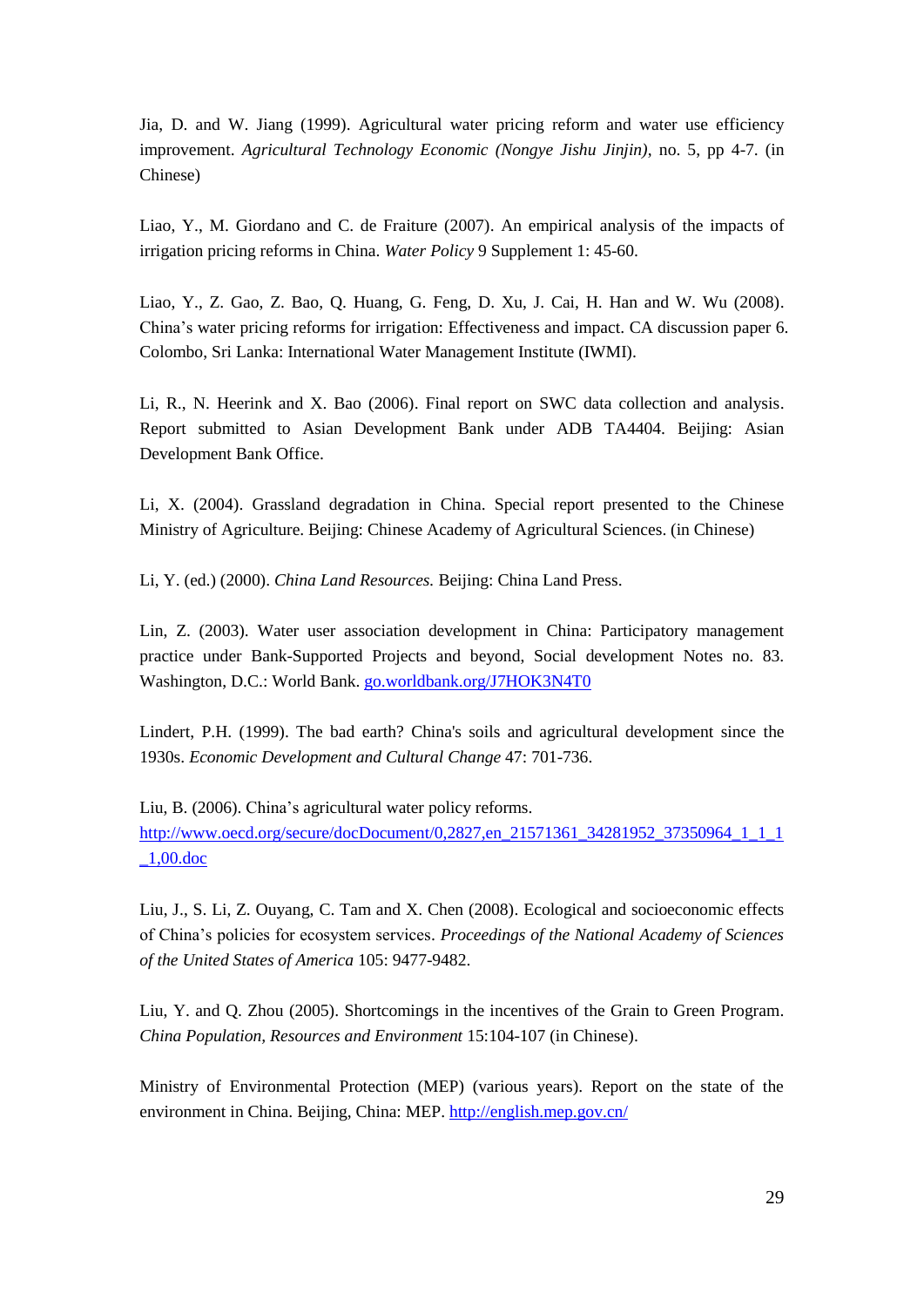Jia, D. and W. Jiang (1999). Agricultural water pricing reform and water use efficiency improvement. *Agricultural Technology Economic (Nongye Jishu Jinjin)*, no. 5, pp 4-7. (in Chinese)

Liao, Y., M. Giordano and C. de Fraiture (2007). An empirical analysis of the impacts of irrigation pricing reforms in China. *Water Policy* 9 Supplement 1: 45-60.

Liao, Y., Z. Gao, Z. Bao, Q. Huang, G. Feng, D. Xu, J. Cai, H. Han and W. Wu (2008). China's water pricing reforms for irrigation: Effectiveness and impact. CA discussion paper 6. Colombo, Sri Lanka: International Water Management Institute (IWMI).

Li, R., N. Heerink and X. Bao (2006). Final report on SWC data collection and analysis. Report submitted to Asian Development Bank under ADB TA4404. Beijing: Asian Development Bank Office.

Li, X. (2004). Grassland degradation in China. Special report presented to the Chinese Ministry of Agriculture. Beijing: Chinese Academy of Agricultural Sciences. (in Chinese)

Li, Y. (ed.) (2000). *China Land Resources.* Beijing: China Land Press.

Lin, Z. (2003). Water user association development in China: Participatory management practice under Bank-Supported Projects and beyond, Social development Notes no. 83. Washington, D.C.: World Bank. [go.worldbank.org/J7HOK3N4T0](go.worldbank.org/J7HOK3N4T0)

Lindert, P.H. (1999). The bad earth? China's soils and agricultural development since the 1930s. *Economic Development and Cultural Change* 47: 701-736.

Liu, B. (2006). China's agricultural water policy reforms. [http://www.oecd.org/secure/docDocument/0,2827,en_21571361_34281952_37350964_1_1_1_1,00.doc](http://www.oecd.org/secure/docDocument/0,2827,en_21571361_34281952_37350964_1_1_1_1,00.doc)

Liu, J., S. Li, Z. Ouyang, C. Tam and X. Chen (2008). Ecological and socioeconomic effects of China's policies for ecosystem services. *Proceedings of the National Academy of Sciences of the United States of America* 105: 9477-9482.

Liu, Y. and Q. Zhou (2005). Shortcomings in the incentives of the Grain to Green Program. *China Population, Resources and Environment* 15:104-107 (in Chinese).

Ministry of Environmental Protection (MEP) (various years). Report on the state of the environment in China. Beijing, China: MEP. [http://english.mep.gov.cn/](http://english.mep.gov.cn/)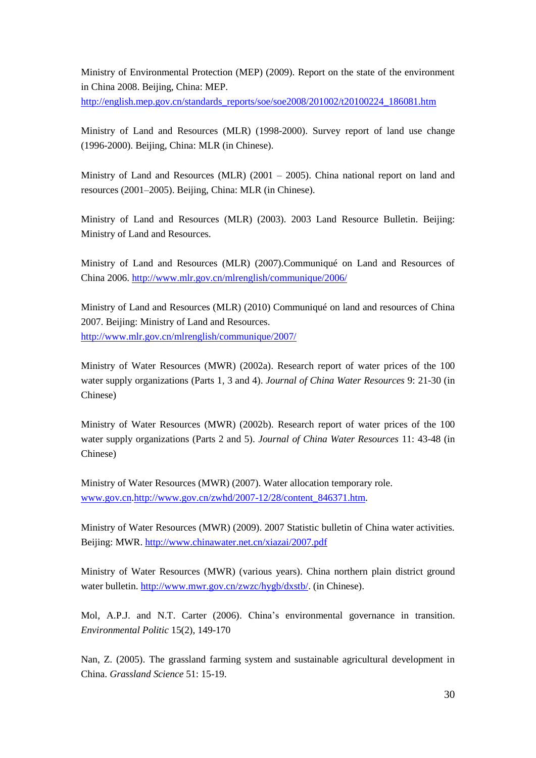Ministry of Environmental Protection (MEP) (2009). Report on the state of the environment in China 2008. Beijing, China: MEP. http://english.mep.gov.cn/standards_reports/soe/soe2008/201002/t20100224_186081.htm

Ministry of Land and Resources (MLR) (1998-2000). Survey report of land use change (1996-2000). Beijing, China: MLR (in Chinese).

Ministry of Land and Resources (MLR) (2001 – 2005). China national report on land and resources (2001–2005). Beijing, China: MLR (in Chinese).

Ministry of Land and Resources (MLR) (2003). 2003 Land Resource Bulletin. Beijing: Ministry of Land and Resources.

Ministry of Land and Resources (MLR) (2007).Communiqué on Land and Resources of China 2006. http://www.mlr.gov.cn/mlrenglish/communique/2006/

Ministry of Land and Resources (MLR) (2010) Communiqué on land and resources of China 2007. Beijing: Ministry of Land and Resources. http://www.mlr.gov.cn/mlrenglish/communique/2007/

Ministry of Water Resources (MWR) (2002a). Research report of water prices of the 100 water supply organizations (Parts 1, 3 and 4). *Journal of China Water Resources* 9: 21-30 (in Chinese)

Ministry of Water Resources (MWR) (2002b). Research report of water prices of the 100 water supply organizations (Parts 2 and 5). *Journal of China Water Resources* 11: 43-48 (in Chinese)

Ministry of Water Resources (MWR) (2007). Water allocation temporary role. www.gov.cn.http://www.gov.cn/zwhd/2007-12/28/content_846371.htm.

Ministry of Water Resources (MWR) (2009). 2007 Statistic bulletin of China water activities. Beijing: MWR. http://www.chinawater.net.cn/xiazai/2007.pdf

Ministry of Water Resources (MWR) (various years). China northern plain district ground water bulletin. http://www.mwr.gov.cn/zwzc/hygb/dxstb/. (in Chinese).

Mol, A.P.J. and N.T. Carter (2006). China's environmental governance in transition. *Environmental Politic* 15(2), 149-170

Nan, Z. (2005). The grassland farming system and sustainable agricultural development in China. *Grassland Science* 51: 15-19.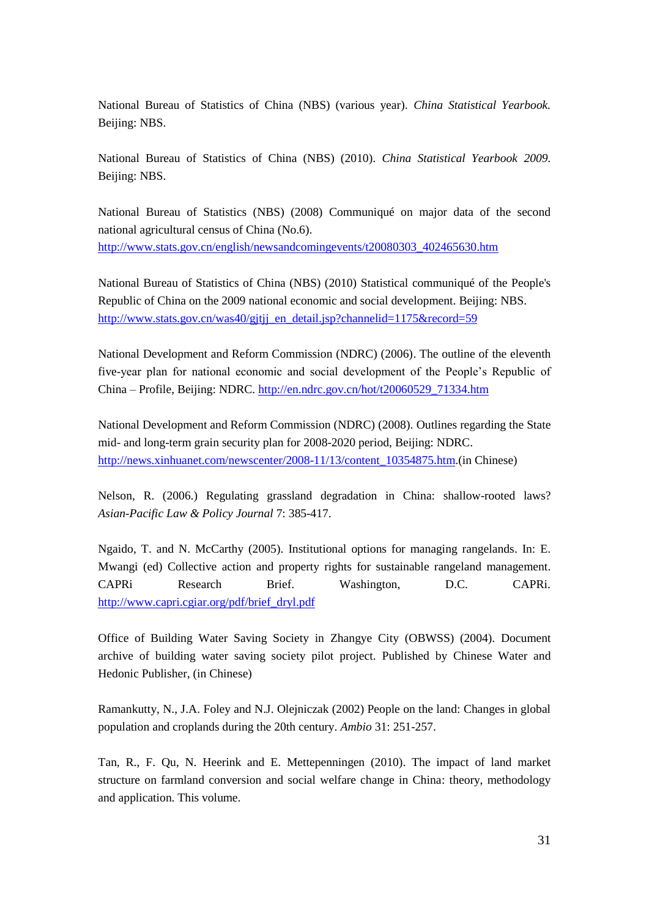National Bureau of Statistics of China (NBS) (various year). *China Statistical Yearbook.* Beijing: NBS.

National Bureau of Statistics of China (NBS) (2010). *China Statistical Yearbook 2009.* Beijing: NBS.

National Bureau of Statistics (NBS) (2008) Communiqué on major data of the second national agricultural census of China (No.6). http://www.stats.gov.cn/english/newsandcomingevents/t20080303_402465630.htm

National Bureau of Statistics of China (NBS) (2010) Statistical communiqué of the People's Republic of China on the 2009 national economic and social development. Beijing: NBS. http://www.stats.gov.cn/was40/gjtjj_en_detail.jsp?channelid=1175&record=59

National Development and Reform Commission (NDRC) (2006). The outline of the eleventh five-year plan for national economic and social development of the People's Republic of China – Profile, Beijing: NDRC. http://en.ndrc.gov.cn/hot/t20060529_71334.htm

National Development and Reform Commission (NDRC) (2008). Outlines regarding the State mid- and long-term grain security plan for 2008-2020 period, Beijing: NDRC. http://news.xinhuanet.com/newscenter/2008-11/13/content_10354875.htm.(in Chinese)

Nelson, R. (2006.) Regulating grassland degradation in China: shallow-rooted laws? *Asian-Pacific Law & Policy Journal* 7: 385-417.

Ngaido, T. and N. McCarthy (2005). Institutional options for managing rangelands. In: E. Mwangi (ed) Collective action and property rights for sustainable rangeland management. CAPRi Research Brief. Washington, D.C. CAPRi. http://www.capri.cgiar.org/pdf/brief_dryl.pdf

Office of Building Water Saving Society in Zhangye City (OBWSS) (2004). Document archive of building water saving society pilot project. Published by Chinese Water and Hedonic Publisher, (in Chinese)

Ramankutty, N., J.A. Foley and N.J. Olejniczak (2002) People on the land: Changes in global population and croplands during the 20th century. *Ambio* 31: 251-257.

Tan, R., F. Qu, N. Heerink and E. Mettepenningen (2010). The impact of land market structure on farmland conversion and social welfare change in China: theory, methodology and application. This volume.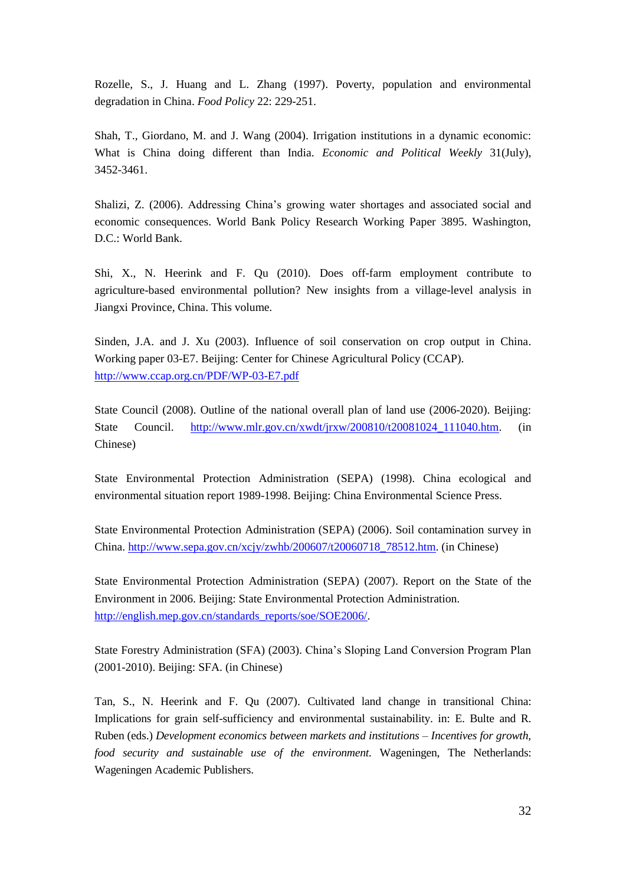Rozelle, S., J. Huang and L. Zhang (1997). Poverty, population and environmental degradation in China. *Food Policy* 22: 229-251.

Shah, T., Giordano, M. and J. Wang (2004). Irrigation institutions in a dynamic economic: What is China doing different than India. *Economic and Political Weekly* 31(July), 3452-3461.

Shalizi, Z. (2006). Addressing China's growing water shortages and associated social and economic consequences. World Bank Policy Research Working Paper 3895. Washington, D.C.: World Bank.

Shi, X., N. Heerink and F. Qu (2010). Does off-farm employment contribute to agriculture-based environmental pollution? New insights from a village-level analysis in Jiangxi Province, China. This volume.

Sinden, J.A. and J. Xu (2003). Influence of soil conservation on crop output in China. Working paper 03-E7. Beijing: Center for Chinese Agricultural Policy (CCAP). http://www.ccap.org.cn/PDF/WP-03-E7.pdf

State Council (2008). Outline of the national overall plan of land use (2006-2020). Beijing: State Council. http://www.mlr.gov.cn/xwdt/jrxw/200810/t20081024_111040.htm. (in Chinese)

State Environmental Protection Administration (SEPA) (1998). China ecological and environmental situation report 1989-1998. Beijing: China Environmental Science Press.

State Environmental Protection Administration (SEPA) (2006). Soil contamination survey in China. http://www.sepa.gov.cn/xcjy/zwhb/200607/t20060718_78512.htm. (in Chinese)

State Environmental Protection Administration (SEPA) (2007). Report on the State of the Environment in 2006. Beijing: State Environmental Protection Administration. http://english.mep.gov.cn/standards_reports/soe/SOE2006/.

State Forestry Administration (SFA) (2003). China's Sloping Land Conversion Program Plan (2001-2010). Beijing: SFA. (in Chinese)

Tan, S., N. Heerink and F. Qu (2007). Cultivated land change in transitional China: Implications for grain self-sufficiency and environmental sustainability. in: E. Bulte and R. Ruben (eds.) *Development economics between markets and institutions – Incentives for growth, food security and sustainable use of the environment.* Wageningen, The Netherlands: Wageningen Academic Publishers.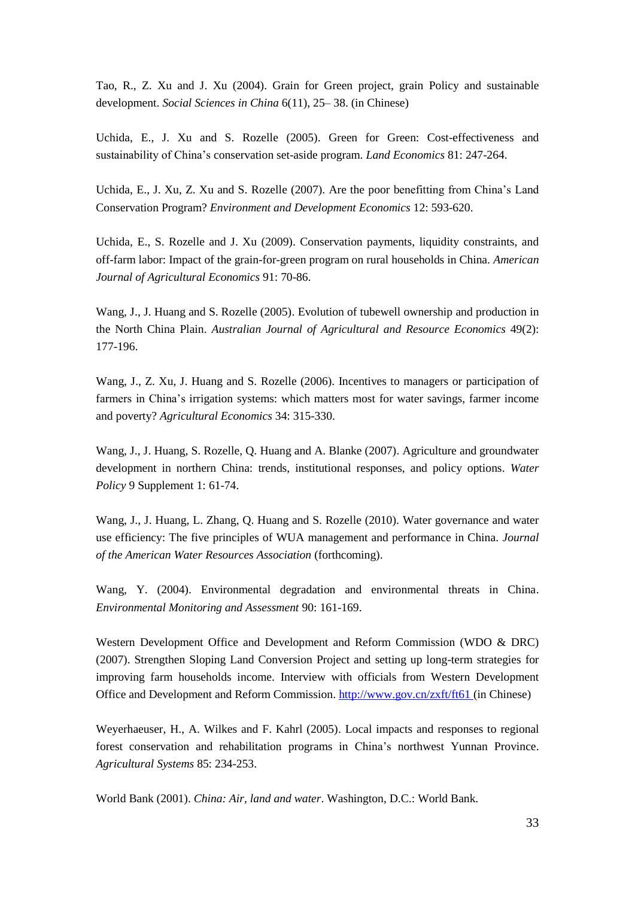Tao, R., Z. Xu and J. Xu (2004). Grain for Green project, grain Policy and sustainable development. *Social Sciences in China* 6(11), 25– 38. (in Chinese)

Uchida, E., J. Xu and S. Rozelle (2005). Green for Green: Cost-effectiveness and sustainability of China's conservation set-aside program. *Land Economics* 81: 247-264.

Uchida, E., J. Xu, Z. Xu and S. Rozelle (2007). Are the poor benefitting from China's Land Conservation Program? *Environment and Development Economics* 12: 593-620.

Uchida, E., S. Rozelle and J. Xu (2009). Conservation payments, liquidity constraints, and off-farm labor: Impact of the grain-for-green program on rural households in China. *American Journal of Agricultural Economics* 91: 70-86.

Wang, J., J. Huang and S. Rozelle (2005). Evolution of tubewell ownership and production in the North China Plain. *Australian Journal of Agricultural and Resource Economics* 49(2): 177-196.

Wang, J., Z. Xu, J. Huang and S. Rozelle (2006). Incentives to managers or participation of farmers in China's irrigation systems: which matters most for water savings, farmer income and poverty? *Agricultural Economics* 34: 315-330.

Wang, J., J. Huang, S. Rozelle, Q. Huang and A. Blanke (2007). Agriculture and groundwater development in northern China: trends, institutional responses, and policy options. *Water Policy* 9 Supplement 1: 61-74.

Wang, J., J. Huang, L. Zhang, Q. Huang and S. Rozelle (2010). Water governance and water use efficiency: The five principles of WUA management and performance in China. *Journal of the American Water Resources Association* (forthcoming).

Wang, Y. (2004). Environmental degradation and environmental threats in China. *Environmental Monitoring and Assessment* 90: 161-169.

Western Development Office and Development and Reform Commission (WDO & DRC) (2007). Strengthen Sloping Land Conversion Project and setting up long-term strategies for improving farm households income. Interview with officials from Western Development Office and Development and Reform Commission. http://www.gov.cn/zxft/ft61 (in Chinese)

Weyerhaeuser, H., A. Wilkes and F. Kahrl (2005). Local impacts and responses to regional forest conservation and rehabilitation programs in China's northwest Yunnan Province. *Agricultural Systems* 85: 234-253.

World Bank (2001). *China: Air, land and water*. Washington, D.C.: World Bank.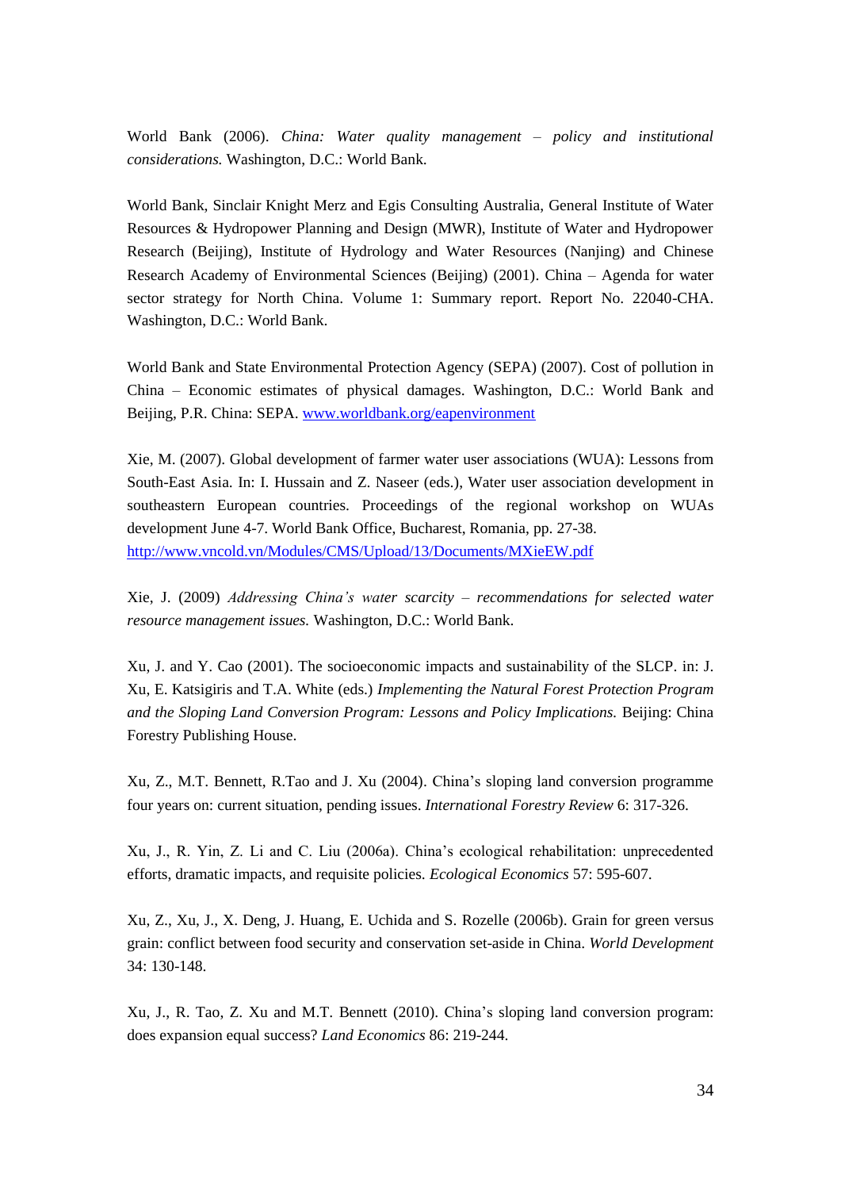World Bank (2006). *China: Water quality management – policy and institutional considerations.* Washington, D.C.: World Bank.

World Bank, Sinclair Knight Merz and Egis Consulting Australia, General Institute of Water Resources & Hydropower Planning and Design (MWR), Institute of Water and Hydropower Research (Beijing), Institute of Hydrology and Water Resources (Nanjing) and Chinese Research Academy of Environmental Sciences (Beijing) (2001). China – Agenda for water sector strategy for North China. Volume 1: Summary report. Report No. 22040-CHA. Washington, D.C.: World Bank.

World Bank and State Environmental Protection Agency (SEPA) (2007). Cost of pollution in China – Economic estimates of physical damages. Washington, D.C.: World Bank and Beijing, P.R. China: SEPA. [www.worldbank.org/eapenvironment](www.worldbank.org/eapenvironment)

Xie, M. (2007). Global development of farmer water user associations (WUA): Lessons from South-East Asia. In: I. Hussain and Z. Naseer (eds.), Water user association development in southeastern European countries. Proceedings of the regional workshop on WUAs development June 4-7. World Bank Office, Bucharest, Romania, pp. 27-38. [http://www.vncold.vn/Modules/CMS/Upload/13/Documents/MXieEW.pdf](http://www.vncold.vn/Modules/CMS/Upload/13/Documents/MXieEW.pdf)

Xie, J. (2009) *Addressing China's water scarcity – recommendations for selected water resource management issues.* Washington, D.C.: World Bank.

Xu, J. and Y. Cao (2001). The socioeconomic impacts and sustainability of the SLCP. in: J. Xu, E. Katsigiris and T.A. White (eds.) *Implementing the Natural Forest Protection Program and the Sloping Land Conversion Program: Lessons and Policy Implications.* Beijing: China Forestry Publishing House.

Xu, Z., M.T. Bennett, R.Tao and J. Xu (2004). China's sloping land conversion programme four years on: current situation, pending issues. *International Forestry Review* 6: 317-326.

Xu, J., R. Yin, Z. Li and C. Liu (2006a). China's ecological rehabilitation: unprecedented efforts, dramatic impacts, and requisite policies. *Ecological Economics* 57: 595-607.

Xu, Z., Xu, J., X. Deng, J. Huang, E. Uchida and S. Rozelle (2006b). Grain for green versus grain: conflict between food security and conservation set-aside in China. *World Development* 34: 130-148.

Xu, J., R. Tao, Z. Xu and M.T. Bennett (2010). China's sloping land conversion program: does expansion equal success? *Land Economics* 86: 219-244.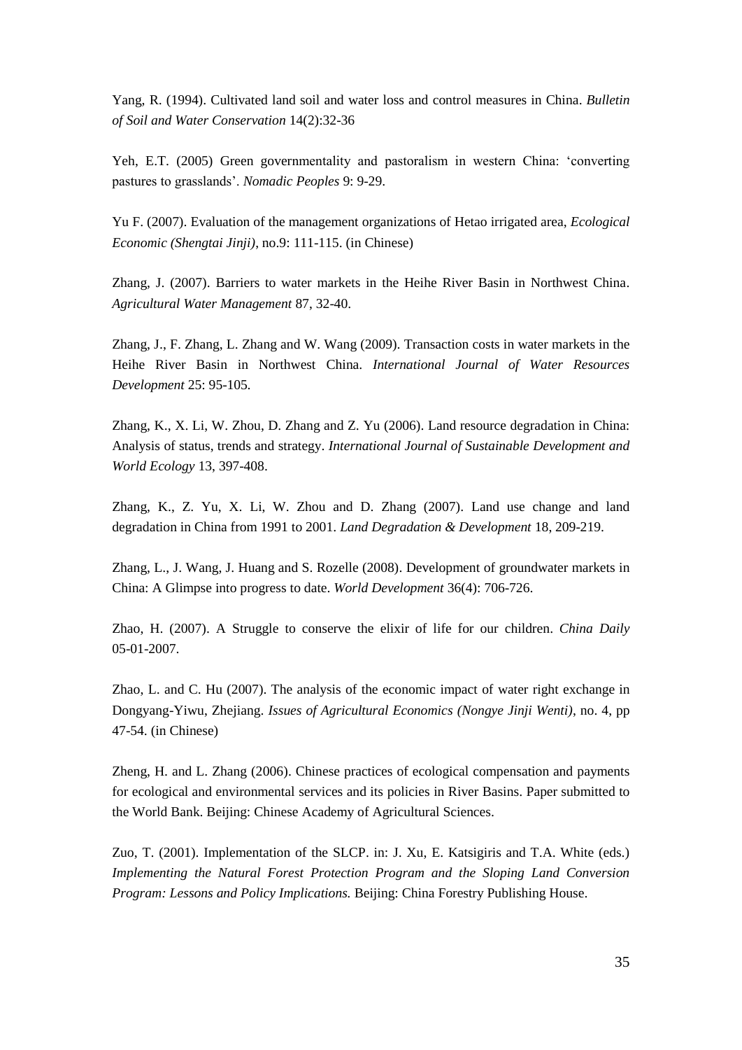Yang, R. (1994). Cultivated land soil and water loss and control measures in China. *Bulletin of Soil and Water Conservation* 14(2):32-36

Yeh, E.T. (2005) Green governmentality and pastoralism in western China: 'converting pastures to grasslands'. *Nomadic Peoples* 9: 9-29.

Yu F. (2007). Evaluation of the management organizations of Hetao irrigated area, *Ecological Economic (Shengtai Jinji)*, no.9: 111-115. (in Chinese)

Zhang, J. (2007). Barriers to water markets in the Heihe River Basin in Northwest China. *Agricultural Water Management* 87, 32-40.

Zhang, J., F. Zhang, L. Zhang and W. Wang (2009). Transaction costs in water markets in the Heihe River Basin in Northwest China. *International Journal of Water Resources Development* 25: 95-105.

Zhang, K., X. Li, W. Zhou, D. Zhang and Z. Yu (2006). Land resource degradation in China: Analysis of status, trends and strategy. *International Journal of Sustainable Development and World Ecology* 13, 397-408.

Zhang, K., Z. Yu, X. Li, W. Zhou and D. Zhang (2007). Land use change and land degradation in China from 1991 to 2001. *Land Degradation & Development* 18, 209-219.

Zhang, L., J. Wang, J. Huang and S. Rozelle (2008). Development of groundwater markets in China: A Glimpse into progress to date. *World Development* 36(4): 706-726.

Zhao, H. (2007). A Struggle to conserve the elixir of life for our children. *China Daily* 05-01-2007.

Zhao, L. and C. Hu (2007). The analysis of the economic impact of water right exchange in Dongyang-Yiwu, Zhejiang. *Issues of Agricultural Economics (Nongye Jinji Wenti)*, no. 4, pp 47-54. (in Chinese)

Zheng, H. and L. Zhang (2006). Chinese practices of ecological compensation and payments for ecological and environmental services and its policies in River Basins. Paper submitted to the World Bank. Beijing: Chinese Academy of Agricultural Sciences.

Zuo, T. (2001). Implementation of the SLCP. in: J. Xu, E. Katsigiris and T.A. White (eds.) *Implementing the Natural Forest Protection Program and the Sloping Land Conversion Program: Lessons and Policy Implications.* Beijing: China Forestry Publishing House.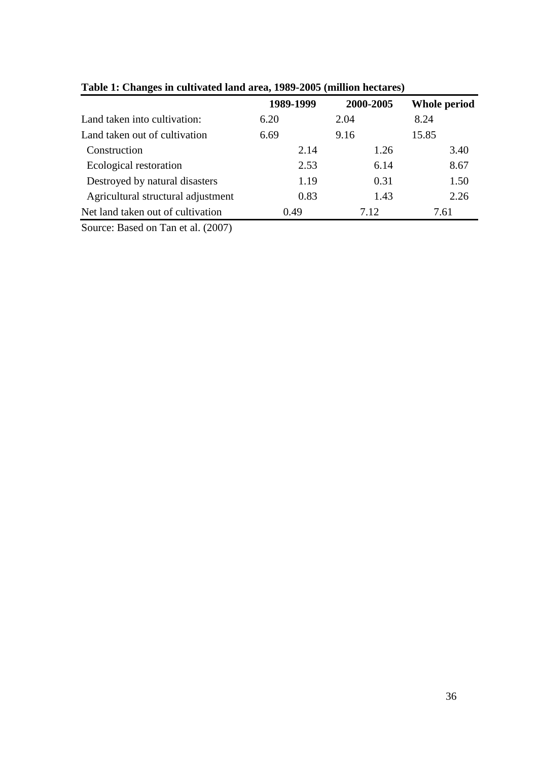**Table 1: Changes in cultivated land area, 1989-2005 (million hectares)**

| | 1989-1999 | 2000-2005 | Whole period |
|---|---|---|---|
| Land taken into cultivation: | 6.20 | 2.04 | 8.24 |
| Land taken out of cultivation | 6.69 | 9.16 | 15.85 |
| Construction | 2.14 | 1.26 | 3.40 |
| Ecological restoration | 2.53 | 6.14 | 8.67 |
| Destroyed by natural disasters | 1.19 | 0.31 | 1.50 |
| Agricultural structural adjustment | 0.83 | 1.43 | 2.26 |
| Net land taken out of cultivation | 0.49 | 7.12 | 7.61 |

Source: Based on Tan et al. (2007)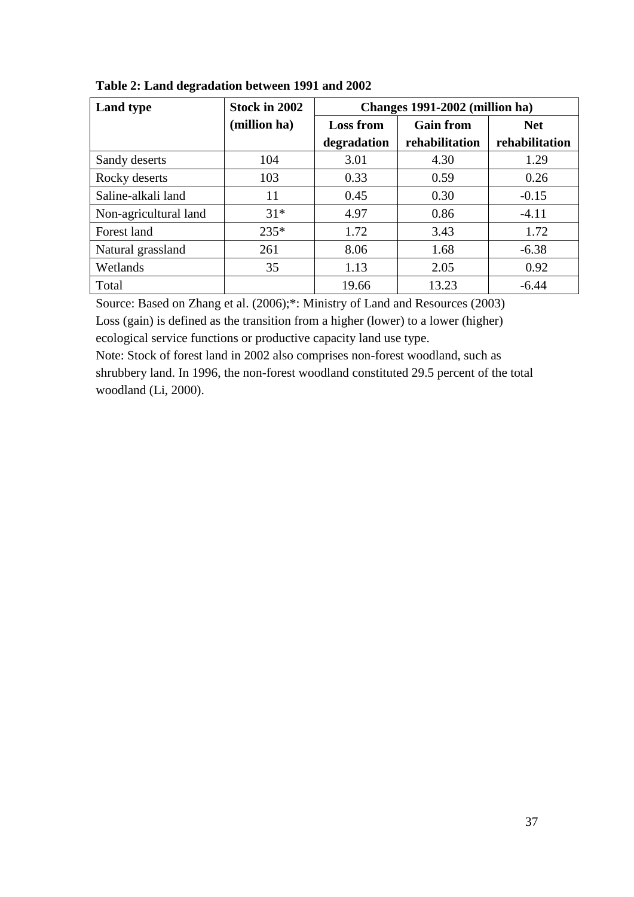**Table 2: Land degradation between 1991 and 2002**

| Land type | Stock in 2002 (million ha) | Changes 1991-2002 (million ha) | | |
|---|---|---|---|---|
| | | Loss from degradation | Gain from rehabilitation | Net rehabilitation |
| Sandy deserts | 104 | 3.01 | 4.30 | 1.29 |
| Rocky deserts | 103 | 0.33 | 0.59 | 0.26 |
| Saline-alkali land | 11 | 0.45 | 0.30 | -0.15 |
| Non-agricultural land | 31* | 4.97 | 0.86 | -4.11 |
| Forest land | 235* | 1.72 | 3.43 | 1.72 |
| Natural grassland | 261 | 8.06 | 1.68 | -6.38 |
| Wetlands | 35 | 1.13 | 2.05 | 0.92 |
| Total | | 19.66 | 13.23 | -6.44 |

Source: Based on Zhang et al. (2006);*: Ministry of Land and Resources (2003)
Loss (gain) is defined as the transition from a higher (lower) to a lower (higher) ecological service functions or productive capacity land use type.
Note: Stock of forest land in 2002 also comprises non-forest woodland, such as shrubbery land. In 1996, the non-forest woodland constituted 29.5 percent of the total woodland (Li, 2000).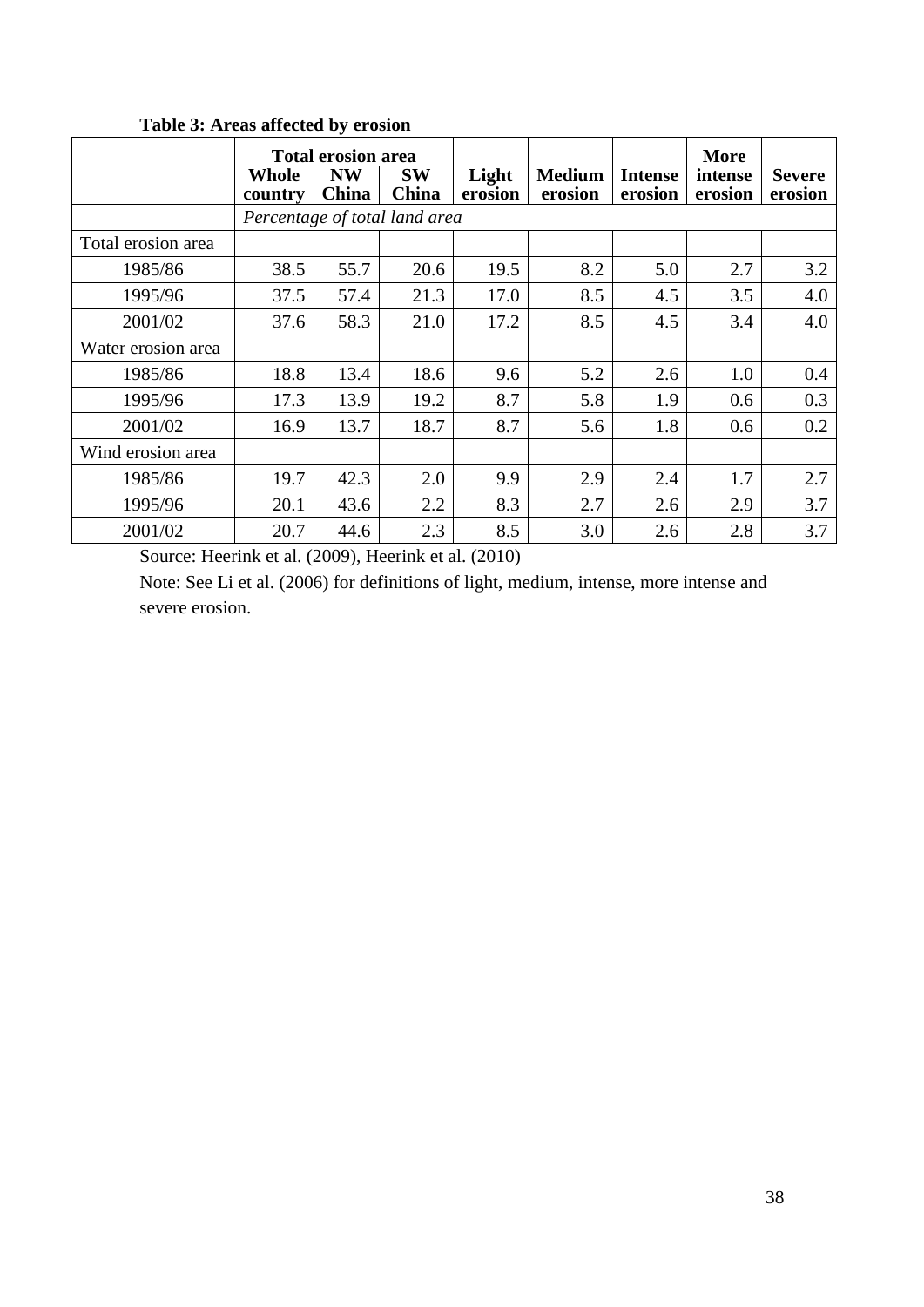**Table 3: Areas affected by erosion**

| | Total erosion area | | | Light erosion | Medium erosion | Intense erosion | More intense erosion | Severe erosion |
|---|---|---|---|---|---|---|---|---|
| | Whole country | NW China | SW China | | | | | |
| | *Percentage of total land area* | | | | | | | |
| Total erosion area | | | | | | | | |
| 1985/86 | 38.5 | 55.7 | 20.6 | 19.5 | 8.2 | 5.0 | 2.7 | 3.2 |
| 1995/96 | 37.5 | 57.4 | 21.3 | 17.0 | 8.5 | 4.5 | 3.5 | 4.0 |
| 2001/02 | 37.6 | 58.3 | 21.0 | 17.2 | 8.5 | 4.5 | 3.4 | 4.0 |
| Water erosion area | | | | | | | | |
| 1985/86 | 18.8 | 13.4 | 18.6 | 9.6 | 5.2 | 2.6 | 1.0 | 0.4 |
| 1995/96 | 17.3 | 13.9 | 19.2 | 8.7 | 5.8 | 1.9 | 0.6 | 0.3 |
| 2001/02 | 16.9 | 13.7 | 18.7 | 8.7 | 5.6 | 1.8 | 0.6 | 0.2 |
| Wind erosion area | | | | | | | | |
| 1985/86 | 19.7 | 42.3 | 2.0 | 9.9 | 2.9 | 2.4 | 1.7 | 2.7 |
| 1995/96 | 20.1 | 43.6 | 2.2 | 8.3 | 2.7 | 2.6 | 2.9 | 3.7 |
| 2001/02 | 20.7 | 44.6 | 2.3 | 8.5 | 3.0 | 2.6 | 2.8 | 3.7 |

Source: Heerink et al. (2009), Heerink et al. (2010)

Note: See Li et al. (2006) for definitions of light, medium, intense, more intense and severe erosion.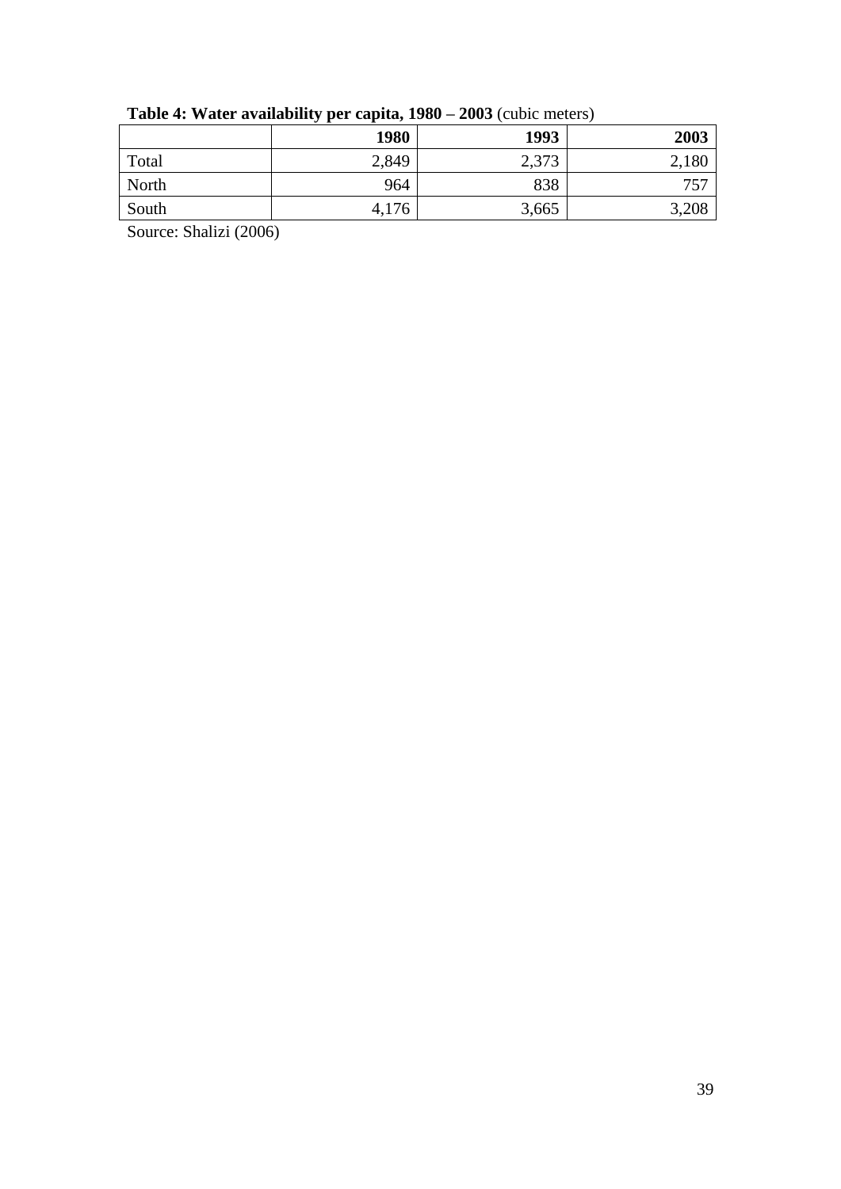**Table 4: Water availability per capita, 1980 – 2003** (cubic meters)

| | **1980** | **1993** | **2003** |
|---|---|---|---|
| Total | 2,849 | 2,373 | 2,180 |
| North | 964 | 838 | 757 |
| South | 4,176 | 3,665 | 3,208 |

Source: Shalizi (2006)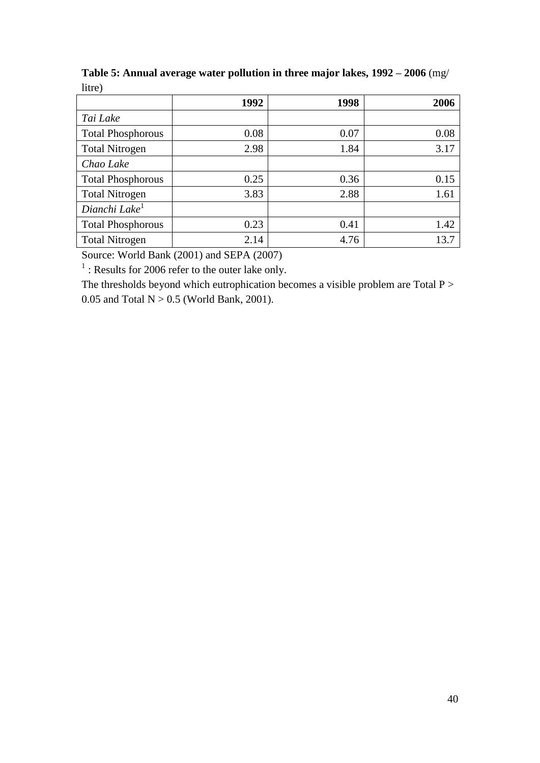**Table 5: Annual average water pollution in three major lakes, 1992 – 2006** (mg/ litre)

| | **1992** | **1998** | **2006** |
|---|---|---|---|
| *Tai Lake* | | | |
| Total Phosphorous | 0.08 | 0.07 | 0.08 |
| Total Nitrogen | 2.98 | 1.84 | 3.17 |
| *Chao Lake* | | | |
| Total Phosphorous | 0.25 | 0.36 | 0.15 |
| Total Nitrogen | 3.83 | 2.88 | 1.61 |
| *Dianchi Lake*[1] | | | |
| Total Phosphorous | 0.23 | 0.41 | 1.42 |
| Total Nitrogen | 2.14 | 4.76 | 13.7 |

Source: World Bank (2001) and SEPA (2007)

[1] : Results for 2006 refer to the outer lake only.

The thresholds beyond which eutrophication becomes a visible problem are Total P > 0.05 and Total N > 0.5 (World Bank, 2001).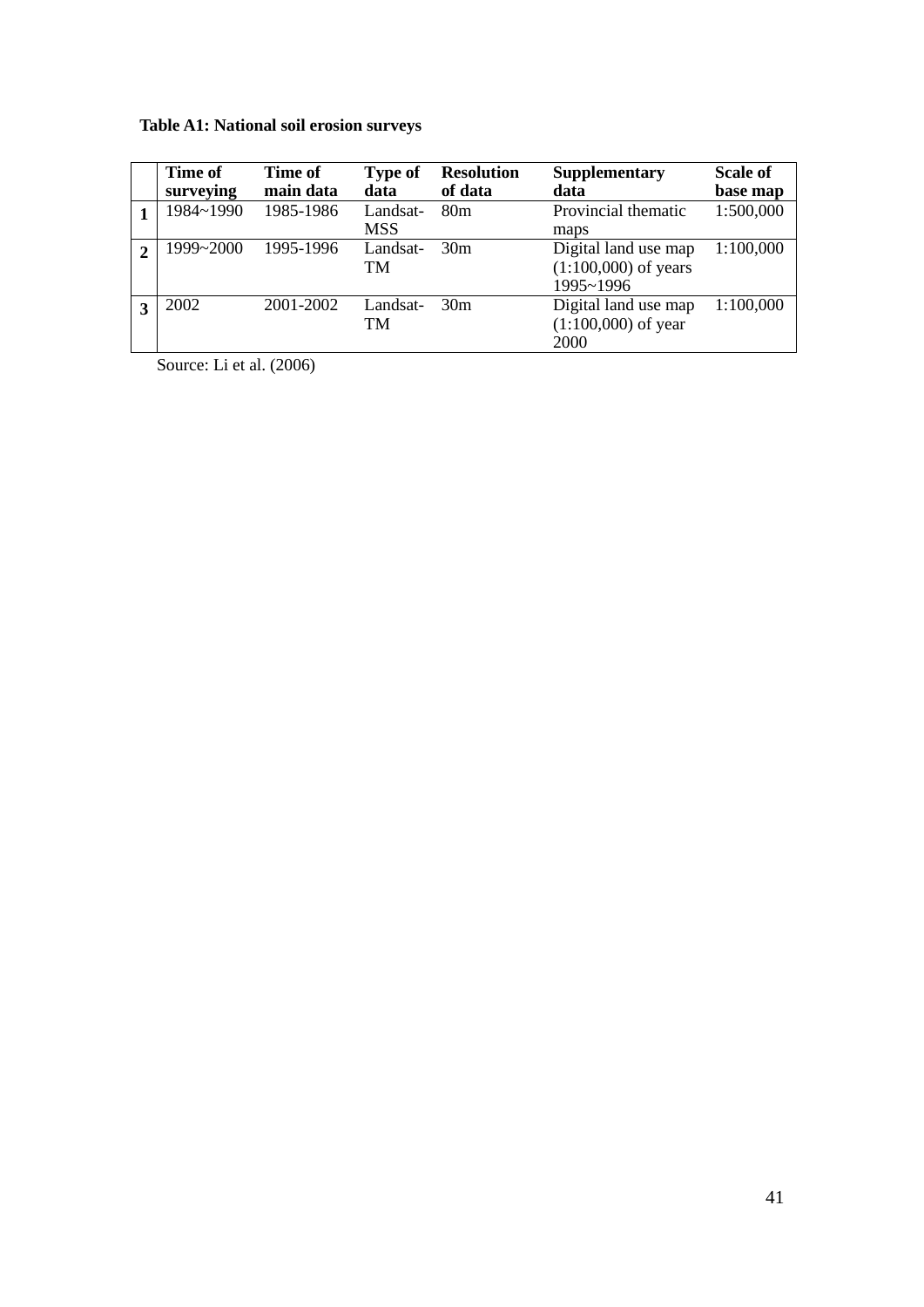**Table A1: National soil erosion surveys**

| | Time of surveying | Time of main data | Type of data | Resolution of data | Supplementary data | Scale of base map |
|---|---|---|---|---|---|---|
| **1** | 1984~1990 | 1985-1986 | Landsat-MSS | 80m | Provincial thematic maps | 1:500,000 |
| **2** | 1999~2000 | 1995-1996 | Landsat-TM | 30m | Digital land use map (1:100,000) of years 1995~1996 | 1:100,000 |
| **3** | 2002 | 2001-2002 | Landsat-TM | 30m | Digital land use map (1:100,000) of year 2000 | 1:100,000 |

Source: Li et al. (2006)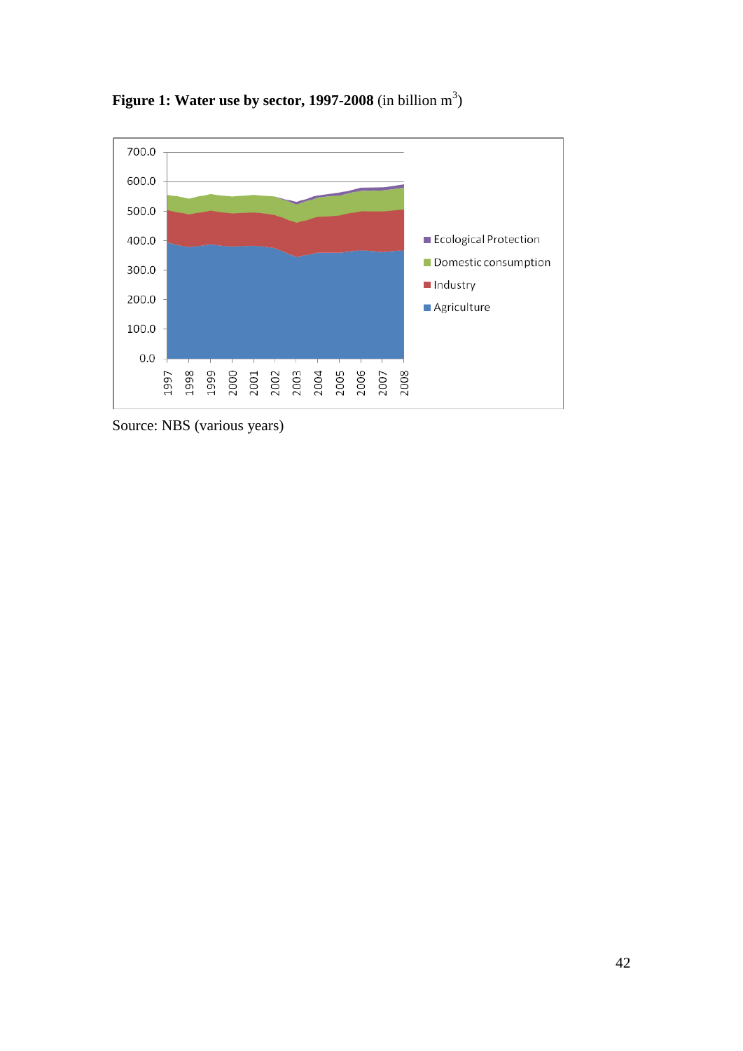**Figure 1: Water use by sector, 1997-2008** (in billion $m^3$)

700.0
600.0
500.0
400.0
300.0
200.0
100.0
0.0

1997
1998
1999
2000
2001
2002
2003
2004
2005
2006
2007
2008

Ecological Protection
Domestic consumption
Industry
Agriculture

Source: NBS (various years)